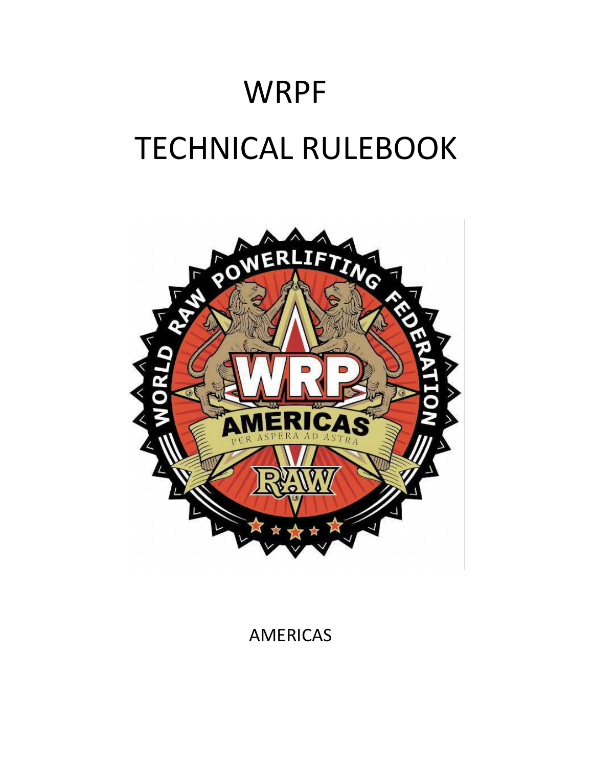# WRPF

# TECHNICAL RULEBOOK

AMERICAS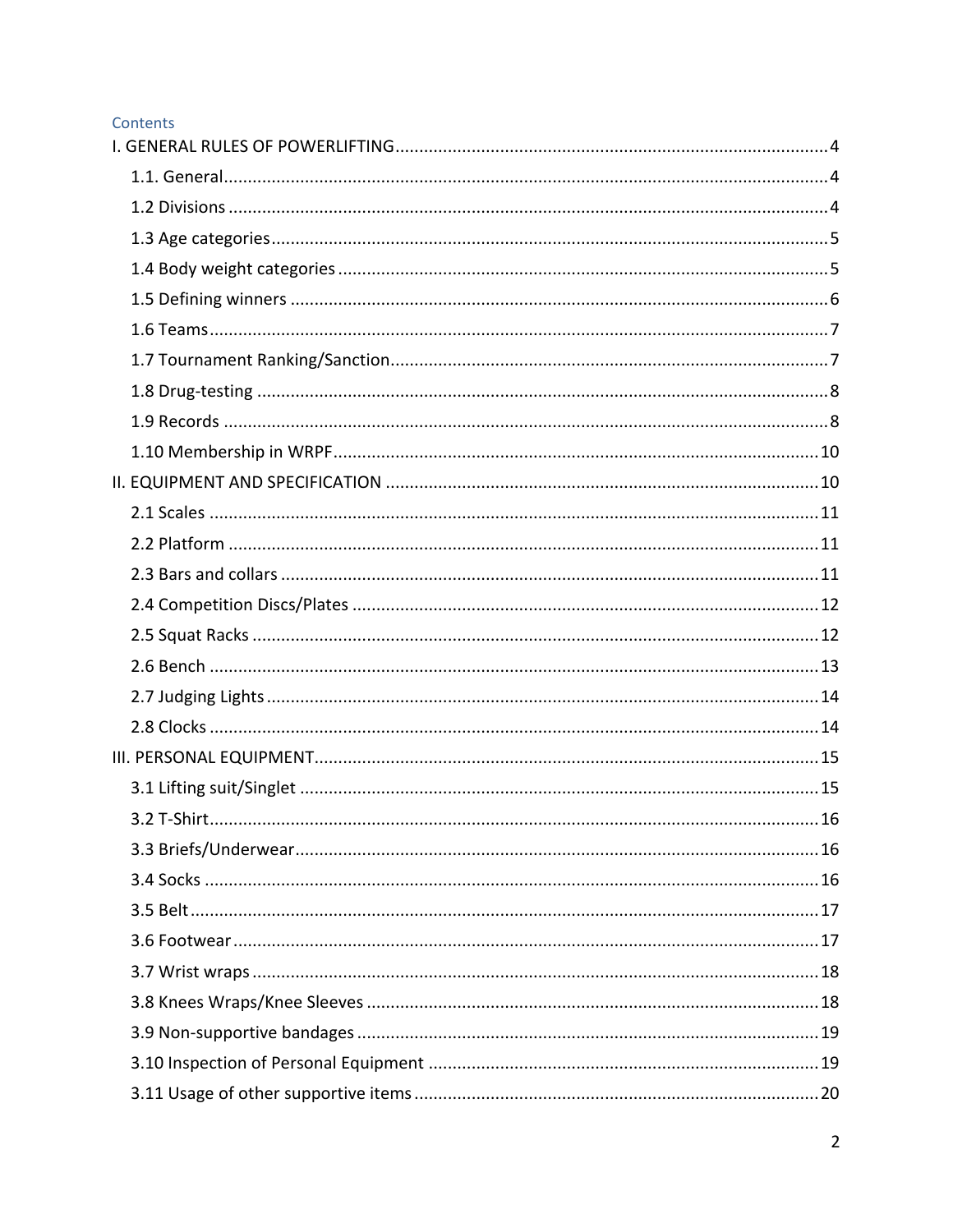## Contents

- I. GENERAL RULES OF POWERLIFTING .......... 4
  - 1.1. General .......... 4
  - 1.2 Divisions .......... 4
  - 1.3 Age categories .......... 5
  - 1.4 Body weight categories .......... 5
  - 1.5 Defining winners .......... 6
  - 1.6 Teams .......... 7
  - 1.7 Tournament Ranking/Sanction .......... 7
  - 1.8 Drug-testing .......... 8
  - 1.9 Records .......... 8
  - 1.10 Membership in WRPF .......... 10
- II. EQUIPMENT AND SPECIFICATION .......... 10
  - 2.1 Scales .......... 11
  - 2.2 Platform .......... 11
  - 2.3 Bars and collars .......... 11
  - 2.4 Competition Discs/Plates .......... 12
  - 2.5 Squat Racks .......... 12
  - 2.6 Bench .......... 13
  - 2.7 Judging Lights .......... 14
  - 2.8 Clocks .......... 14
- III. PERSONAL EQUIPMENT .......... 15
  - 3.1 Lifting suit/Singlet .......... 15
  - 3.2 T-Shirt .......... 16
  - 3.3 Briefs/Underwear .......... 16
  - 3.4 Socks .......... 16
  - 3.5 Belt .......... 17
  - 3.6 Footwear .......... 17
  - 3.7 Wrist wraps .......... 18
  - 3.8 Knees Wraps/Knee Sleeves .......... 18
  - 3.9 Non-supportive bandages .......... 19
  - 3.10 Inspection of Personal Equipment .......... 19
  - 3.11 Usage of other supportive items .......... 20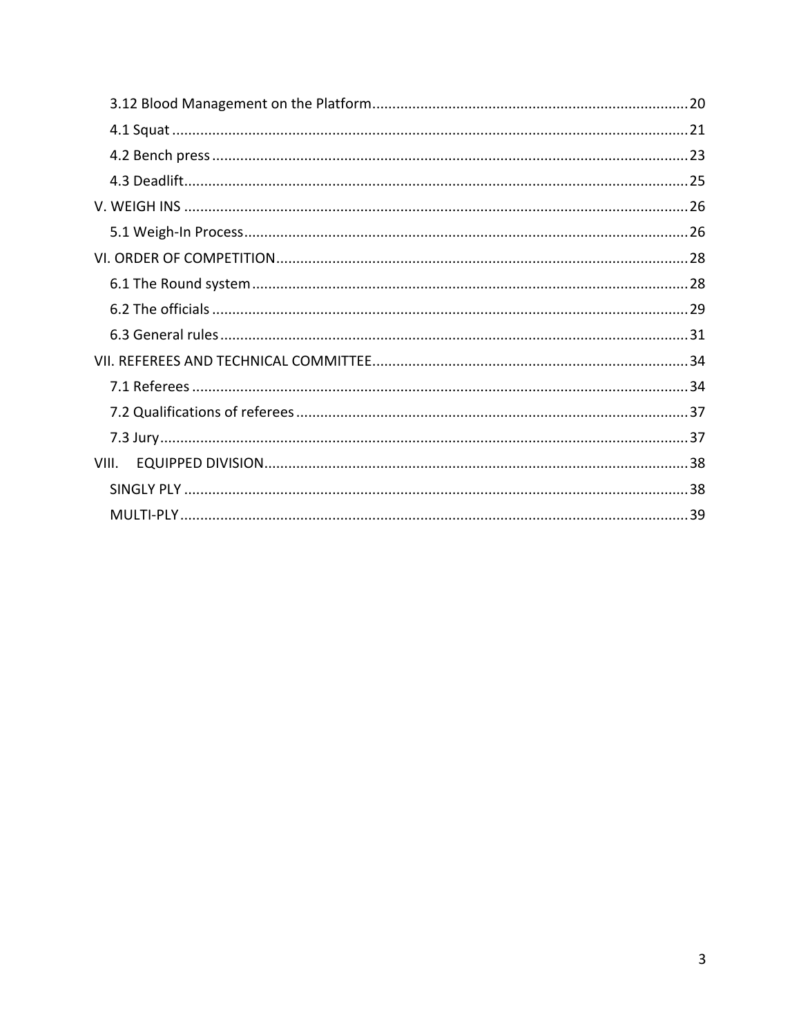3.12 Blood Management on the Platform ........ 20
4.1 Squat ........ 21
4.2 Bench press ........ 23
4.3 Deadlift ........ 25
V. WEIGH INS ........ 26
5.1 Weigh-In Process ........ 26
VI. ORDER OF COMPETITION ........ 28
6.1 The Round system ........ 28
6.2 The officials ........ 29
6.3 General rules ........ 31
VII. REFEREES AND TECHNICAL COMMITTEE ........ 34
7.1 Referees ........ 34
7.2 Qualifications of referees ........ 37
7.3 Jury ........ 37
VIII. EQUIPPED DIVISION ........ 38
SINGLY PLY ........ 38
MULTI-PLY ........ 39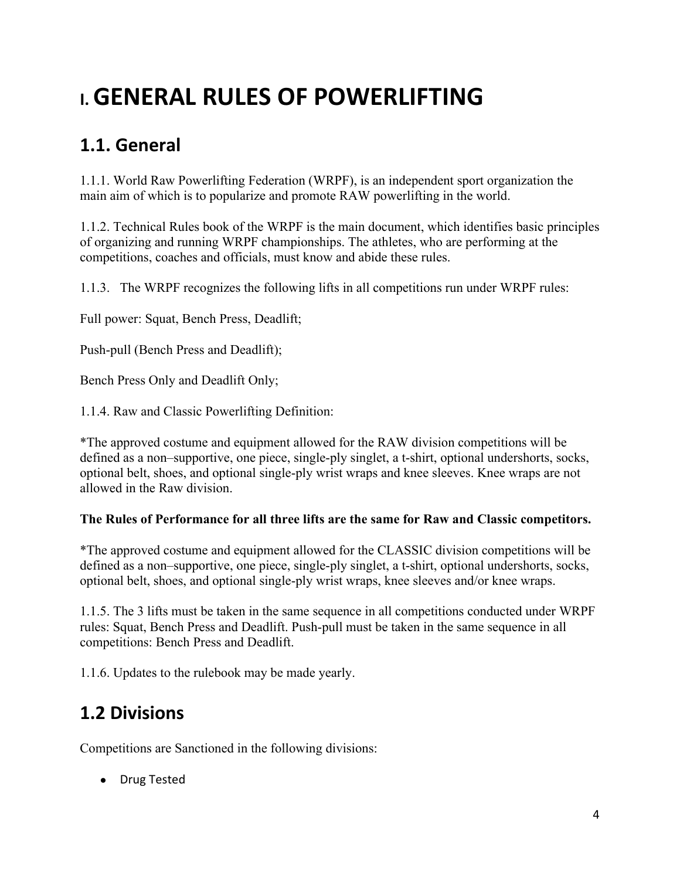# I. GENERAL RULES OF POWERLIFTING

## 1.1. General

1.1.1. World Raw Powerlifting Federation (WRPF), is an independent sport organization the main aim of which is to popularize and promote RAW powerlifting in the world.

1.1.2. Technical Rules book of the WRPF is the main document, which identifies basic principles of organizing and running WRPF championships. The athletes, who are performing at the competitions, coaches and officials, must know and abide these rules.

1.1.3. The WRPF recognizes the following lifts in all competitions run under WRPF rules:

Full power: Squat, Bench Press, Deadlift;

Push-pull (Bench Press and Deadlift);

Bench Press Only and Deadlift Only;

1.1.4. Raw and Classic Powerlifting Definition:

*The approved costume and equipment allowed for the RAW division competitions will be defined as a non–supportive, one piece, single-ply singlet, a t-shirt, optional undershorts, socks, optional belt, shoes, and optional single-ply wrist wraps and knee sleeves. Knee wraps are not allowed in the Raw division.

**The Rules of Performance for all three lifts are the same for Raw and Classic competitors.**

*The approved costume and equipment allowed for the CLASSIC division competitions will be defined as a non–supportive, one piece, single-ply singlet, a t-shirt, optional undershorts, socks, optional belt, shoes, and optional single-ply wrist wraps, knee sleeves and/or knee wraps.

1.1.5. The 3 lifts must be taken in the same sequence in all competitions conducted under WRPF rules: Squat, Bench Press and Deadlift. Push-pull must be taken in the same sequence in all competitions: Bench Press and Deadlift.

1.1.6. Updates to the rulebook may be made yearly.

## 1.2 Divisions

Competitions are Sanctioned in the following divisions:

- Drug Tested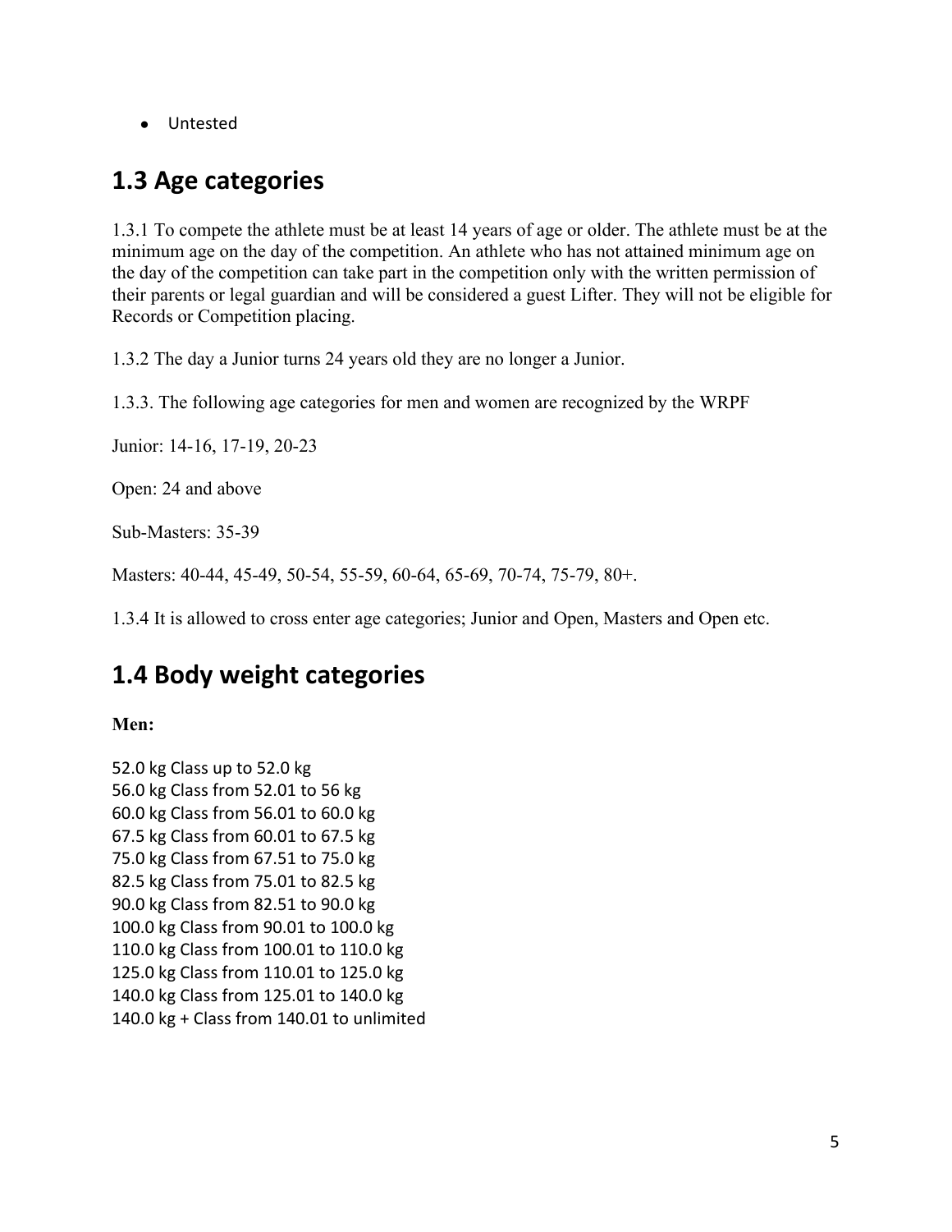- Untested

## 1.3 Age categories

1.3.1 To compete the athlete must be at least 14 years of age or older. The athlete must be at the minimum age on the day of the competition. An athlete who has not attained minimum age on the day of the competition can take part in the competition only with the written permission of their parents or legal guardian and will be considered a guest Lifter. They will not be eligible for Records or Competition placing.

1.3.2 The day a Junior turns 24 years old they are no longer a Junior.

1.3.3. The following age categories for men and women are recognized by the WRPF

Junior: 14-16, 17-19, 20-23

Open: 24 and above

Sub-Masters: 35-39

Masters: 40-44, 45-49, 50-54, 55-59, 60-64, 65-69, 70-74, 75-79, 80+.

1.3.4 It is allowed to cross enter age categories; Junior and Open, Masters and Open etc.

## 1.4 Body weight categories

**Men:**

52.0 kg Class up to 52.0 kg
56.0 kg Class from 52.01 to 56 kg
60.0 kg Class from 56.01 to 60.0 kg
67.5 kg Class from 60.01 to 67.5 kg
75.0 kg Class from 67.51 to 75.0 kg
82.5 kg Class from 75.01 to 82.5 kg
90.0 kg Class from 82.51 to 90.0 kg
100.0 kg Class from 90.01 to 100.0 kg
110.0 kg Class from 100.01 to 110.0 kg
125.0 kg Class from 110.01 to 125.0 kg
140.0 kg Class from 125.01 to 140.0 kg
140.0 kg + Class from 140.01 to unlimited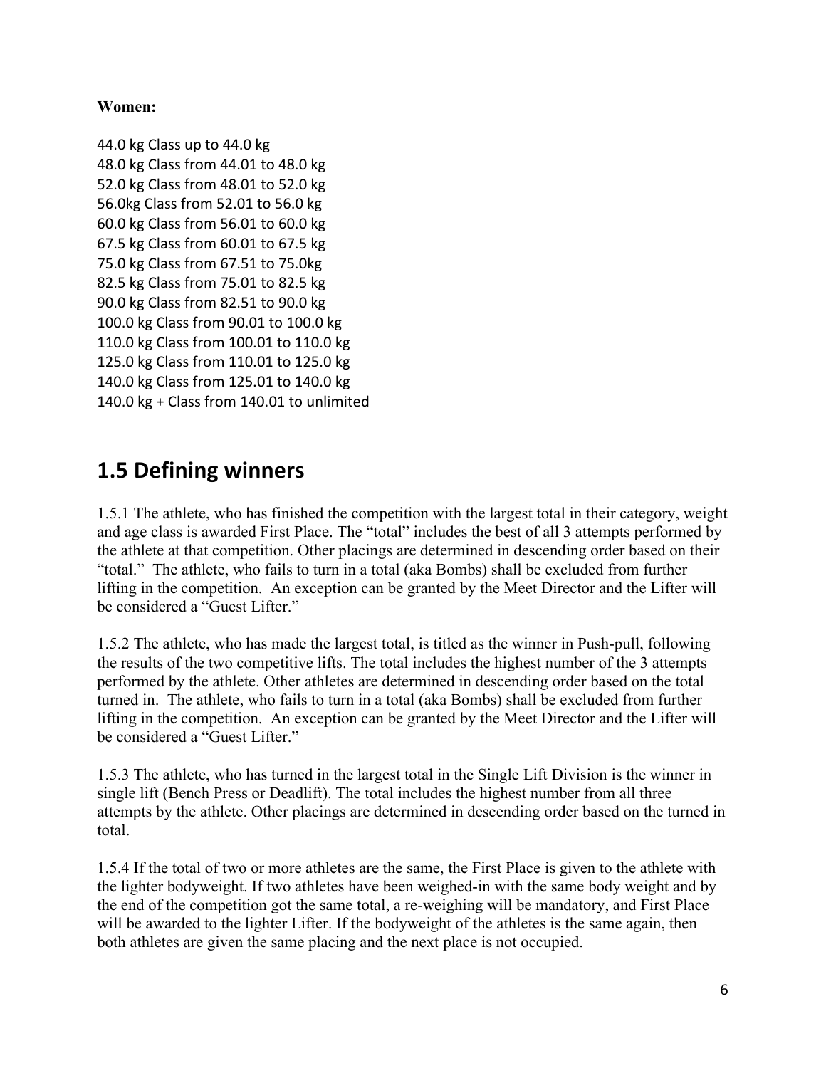**Women:**

44.0 kg Class up to 44.0 kg
48.0 kg Class from 44.01 to 48.0 kg
52.0 kg Class from 48.01 to 52.0 kg
56.0kg Class from 52.01 to 56.0 kg
60.0 kg Class from 56.01 to 60.0 kg
67.5 kg Class from 60.01 to 67.5 kg
75.0 kg Class from 67.51 to 75.0kg
82.5 kg Class from 75.01 to 82.5 kg
90.0 kg Class from 82.51 to 90.0 kg
100.0 kg Class from 90.01 to 100.0 kg
110.0 kg Class from 100.01 to 110.0 kg
125.0 kg Class from 110.01 to 125.0 kg
140.0 kg Class from 125.01 to 140.0 kg
140.0 kg + Class from 140.01 to unlimited

## 1.5 Defining winners

1.5.1 The athlete, who has finished the competition with the largest total in their category, weight and age class is awarded First Place. The "total" includes the best of all 3 attempts performed by the athlete at that competition. Other placings are determined in descending order based on their "total." The athlete, who fails to turn in a total (aka Bombs) shall be excluded from further lifting in the competition. An exception can be granted by the Meet Director and the Lifter will be considered a "Guest Lifter."

1.5.2 The athlete, who has made the largest total, is titled as the winner in Push-pull, following the results of the two competitive lifts. The total includes the highest number of the 3 attempts performed by the athlete. Other athletes are determined in descending order based on the total turned in. The athlete, who fails to turn in a total (aka Bombs) shall be excluded from further lifting in the competition. An exception can be granted by the Meet Director and the Lifter will be considered a "Guest Lifter."

1.5.3 The athlete, who has turned in the largest total in the Single Lift Division is the winner in single lift (Bench Press or Deadlift). The total includes the highest number from all three attempts by the athlete. Other placings are determined in descending order based on the turned in total.

1.5.4 If the total of two or more athletes are the same, the First Place is given to the athlete with the lighter bodyweight. If two athletes have been weighed-in with the same body weight and by the end of the competition got the same total, a re-weighing will be mandatory, and First Place will be awarded to the lighter Lifter. If the bodyweight of the athletes is the same again, then both athletes are given the same placing and the next place is not occupied.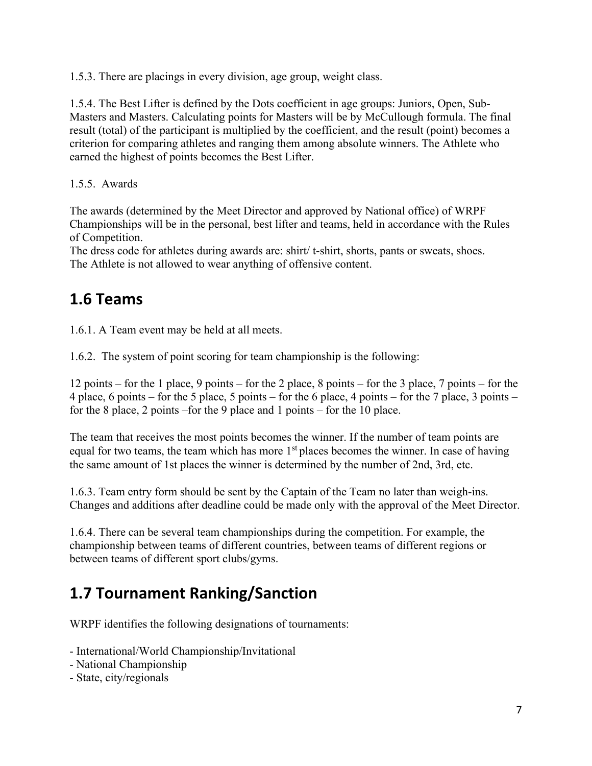1.5.3. There are placings in every division, age group, weight class.

1.5.4. The Best Lifter is defined by the Dots coefficient in age groups: Juniors, Open, Sub-Masters and Masters. Calculating points for Masters will be by McCullough formula. The final result (total) of the participant is multiplied by the coefficient, and the result (point) becomes a criterion for comparing athletes and ranging them among absolute winners. The Athlete who earned the highest of points becomes the Best Lifter.

1.5.5. Awards

The awards (determined by the Meet Director and approved by National office) of WRPF Championships will be in the personal, best lifter and teams, held in accordance with the Rules of Competition.
The dress code for athletes during awards are: shirt/ t-shirt, shorts, pants or sweats, shoes.
The Athlete is not allowed to wear anything of offensive content.

## 1.6 Teams

1.6.1. A Team event may be held at all meets.

1.6.2. The system of point scoring for team championship is the following:

12 points – for the 1 place, 9 points – for the 2 place, 8 points – for the 3 place, 7 points – for the 4 place, 6 points – for the 5 place, 5 points – for the 6 place, 4 points – for the 7 place, 3 points – for the 8 place, 2 points –for the 9 place and 1 points – for the 10 place.

The team that receives the most points becomes the winner. If the number of team points are equal for two teams, the team which has more 1st places becomes the winner. In case of having the same amount of 1st places the winner is determined by the number of 2nd, 3rd, etc.

1.6.3. Team entry form should be sent by the Captain of the Team no later than weigh-ins. Changes and additions after deadline could be made only with the approval of the Meet Director.

1.6.4. There can be several team championships during the competition. For example, the championship between teams of different countries, between teams of different regions or between teams of different sport clubs/gyms.

## 1.7 Tournament Ranking/Sanction

WRPF identifies the following designations of tournaments:

- International/World Championship/Invitational
- National Championship
- State, city/regionals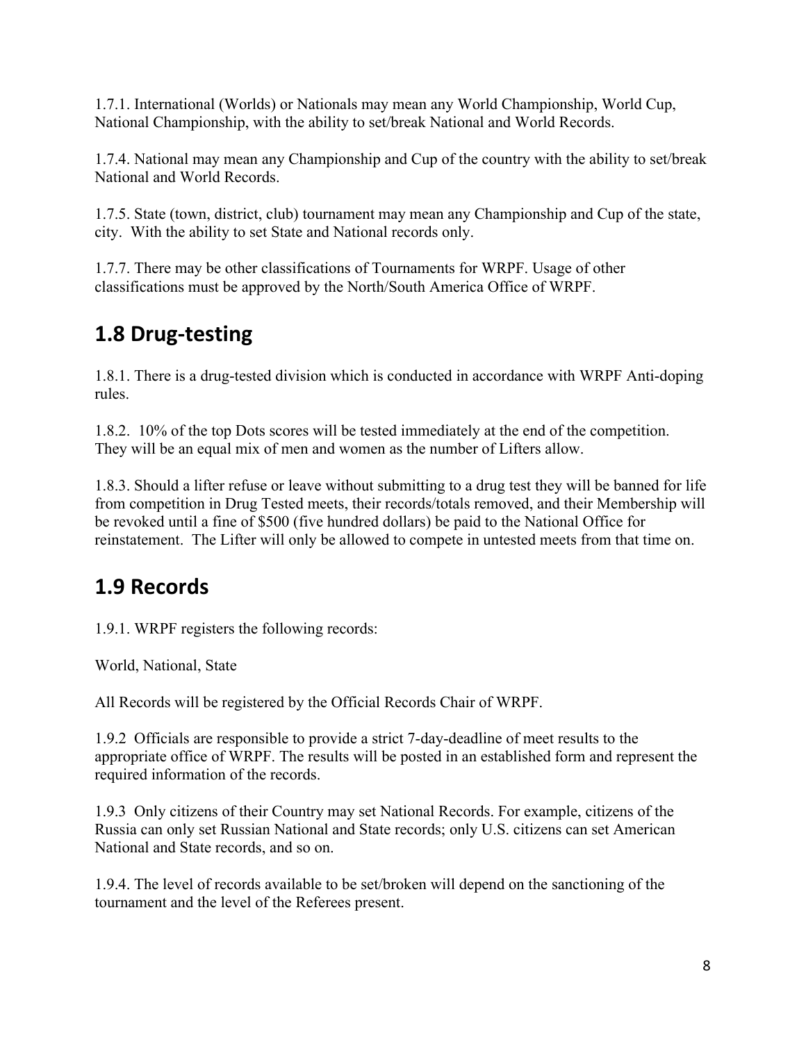1.7.1. International (Worlds) or Nationals may mean any World Championship, World Cup, National Championship, with the ability to set/break National and World Records.

1.7.4. National may mean any Championship and Cup of the country with the ability to set/break National and World Records.

1.7.5. State (town, district, club) tournament may mean any Championship and Cup of the state, city. With the ability to set State and National records only.

1.7.7. There may be other classifications of Tournaments for WRPF. Usage of other classifications must be approved by the North/South America Office of WRPF.

## 1.8 Drug-testing

1.8.1. There is a drug-tested division which is conducted in accordance with WRPF Anti-doping rules.

1.8.2. 10% of the top Dots scores will be tested immediately at the end of the competition. They will be an equal mix of men and women as the number of Lifters allow.

1.8.3. Should a lifter refuse or leave without submitting to a drug test they will be banned for life from competition in Drug Tested meets, their records/totals removed, and their Membership will be revoked until a fine of $500 (five hundred dollars) be paid to the National Office for reinstatement. The Lifter will only be allowed to compete in untested meets from that time on.

## 1.9 Records

1.9.1. WRPF registers the following records:

World, National, State

All Records will be registered by the Official Records Chair of WRPF.

1.9.2 Officials are responsible to provide a strict 7-day-deadline of meet results to the appropriate office of WRPF. The results will be posted in an established form and represent the required information of the records.

1.9.3 Only citizens of their Country may set National Records. For example, citizens of the Russia can only set Russian National and State records; only U.S. citizens can set American National and State records, and so on.

1.9.4. The level of records available to be set/broken will depend on the sanctioning of the tournament and the level of the Referees present.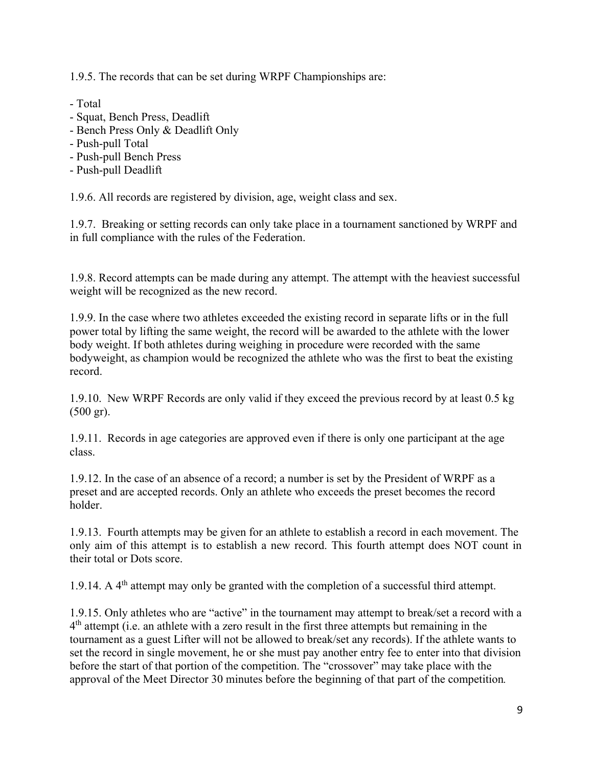1.9.5. The records that can be set during WRPF Championships are:

- Total
- Squat, Bench Press, Deadlift
- Bench Press Only & Deadlift Only
- Push-pull Total
- Push-pull Bench Press
- Push-pull Deadlift

1.9.6. All records are registered by division, age, weight class and sex.

1.9.7. Breaking or setting records can only take place in a tournament sanctioned by WRPF and in full compliance with the rules of the Federation.

1.9.8. Record attempts can be made during any attempt. The attempt with the heaviest successful weight will be recognized as the new record.

1.9.9. In the case where two athletes exceeded the existing record in separate lifts or in the full power total by lifting the same weight, the record will be awarded to the athlete with the lower body weight. If both athletes during weighing in procedure were recorded with the same bodyweight, as champion would be recognized the athlete who was the first to beat the existing record.

1.9.10. New WRPF Records are only valid if they exceed the previous record by at least 0.5 kg (500 gr).

1.9.11. Records in age categories are approved even if there is only one participant at the age class.

1.9.12. In the case of an absence of a record; a number is set by the President of WRPF as a preset and are accepted records. Only an athlete who exceeds the preset becomes the record holder.

1.9.13. Fourth attempts may be given for an athlete to establish a record in each movement. The only aim of this attempt is to establish a new record. This fourth attempt does NOT count in their total or Dots score.

1.9.14. A 4th attempt may only be granted with the completion of a successful third attempt.

1.9.15. Only athletes who are "active" in the tournament may attempt to break/set a record with a 4th attempt (i.e. an athlete with a zero result in the first three attempts but remaining in the tournament as a guest Lifter will not be allowed to break/set any records). If the athlete wants to set the record in single movement, he or she must pay another entry fee to enter into that division before the start of that portion of the competition. The "crossover" may take place with the approval of the Meet Director 30 minutes before the beginning of that part of the competition.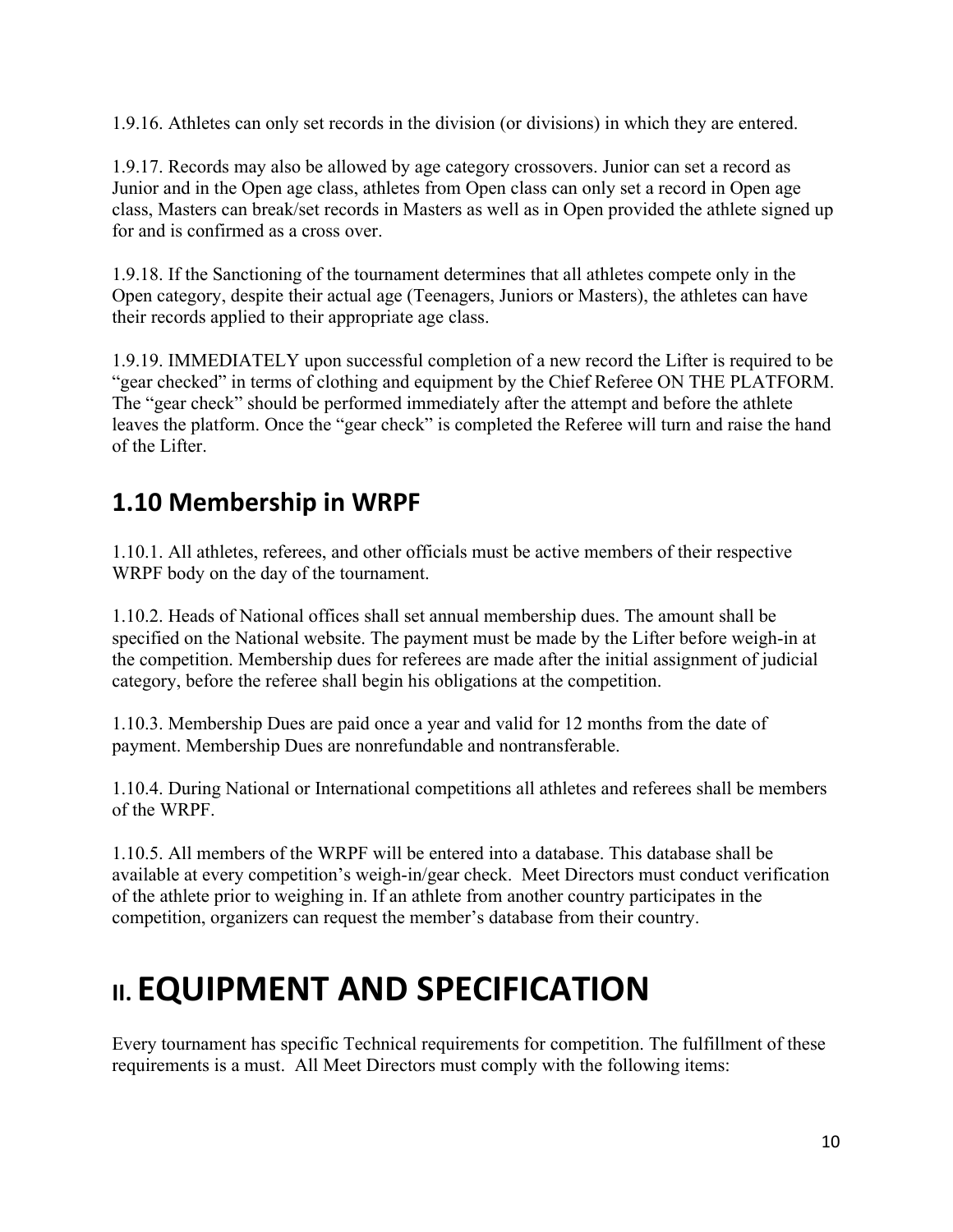1.9.16. Athletes can only set records in the division (or divisions) in which they are entered.

1.9.17. Records may also be allowed by age category crossovers. Junior can set a record as Junior and in the Open age class, athletes from Open class can only set a record in Open age class, Masters can break/set records in Masters as well as in Open provided the athlete signed up for and is confirmed as a cross over.

1.9.18. If the Sanctioning of the tournament determines that all athletes compete only in the Open category, despite their actual age (Teenagers, Juniors or Masters), the athletes can have their records applied to their appropriate age class.

1.9.19. IMMEDIATELY upon successful completion of a new record the Lifter is required to be "gear checked" in terms of clothing and equipment by the Chief Referee ON THE PLATFORM. The "gear check" should be performed immediately after the attempt and before the athlete leaves the platform. Once the "gear check" is completed the Referee will turn and raise the hand of the Lifter.

## 1.10 Membership in WRPF

1.10.1. All athletes, referees, and other officials must be active members of their respective WRPF body on the day of the tournament.

1.10.2. Heads of National offices shall set annual membership dues. The amount shall be specified on the National website. The payment must be made by the Lifter before weigh-in at the competition. Membership dues for referees are made after the initial assignment of judicial category, before the referee shall begin his obligations at the competition.

1.10.3. Membership Dues are paid once a year and valid for 12 months from the date of payment. Membership Dues are nonrefundable and nontransferable.

1.10.4. During National or International competitions all athletes and referees shall be members of the WRPF.

1.10.5. All members of the WRPF will be entered into a database. This database shall be available at every competition's weigh-in/gear check. Meet Directors must conduct verification of the athlete prior to weighing in. If an athlete from another country participates in the competition, organizers can request the member's database from their country.

# II. EQUIPMENT AND SPECIFICATION

Every tournament has specific Technical requirements for competition. The fulfillment of these requirements is a must. All Meet Directors must comply with the following items: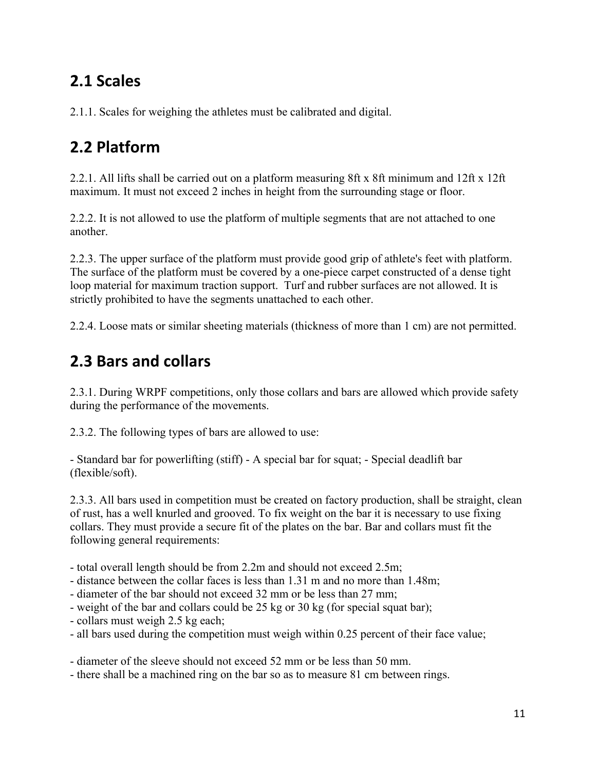## 2.1 Scales

2.1.1. Scales for weighing the athletes must be calibrated and digital.

## 2.2 Platform

2.2.1. All lifts shall be carried out on a platform measuring 8ft x 8ft minimum and 12ft x 12ft maximum. It must not exceed 2 inches in height from the surrounding stage or floor.

2.2.2. It is not allowed to use the platform of multiple segments that are not attached to one another.

2.2.3. The upper surface of the platform must provide good grip of athlete's feet with platform. The surface of the platform must be covered by a one-piece carpet constructed of a dense tight loop material for maximum traction support. Turf and rubber surfaces are not allowed. It is strictly prohibited to have the segments unattached to each other.

2.2.4. Loose mats or similar sheeting materials (thickness of more than 1 cm) are not permitted.

## 2.3 Bars and collars

2.3.1. During WRPF competitions, only those collars and bars are allowed which provide safety during the performance of the movements.

2.3.2. The following types of bars are allowed to use:

- Standard bar for powerlifting (stiff) - A special bar for squat; - Special deadlift bar (flexible/soft).

2.3.3. All bars used in competition must be created on factory production, shall be straight, clean of rust, has a well knurled and grooved. To fix weight on the bar it is necessary to use fixing collars. They must provide a secure fit of the plates on the bar. Bar and collars must fit the following general requirements:

- total overall length should be from 2.2m and should not exceed 2.5m;
- distance between the collar faces is less than 1.31 m and no more than 1.48m;
- diameter of the bar should not exceed 32 mm or be less than 27 mm;
- weight of the bar and collars could be 25 kg or 30 kg (for special squat bar);
- collars must weigh 2.5 kg each;
- all bars used during the competition must weigh within 0.25 percent of their face value;

- diameter of the sleeve should not exceed 52 mm or be less than 50 mm.
- there shall be a machined ring on the bar so as to measure 81 cm between rings.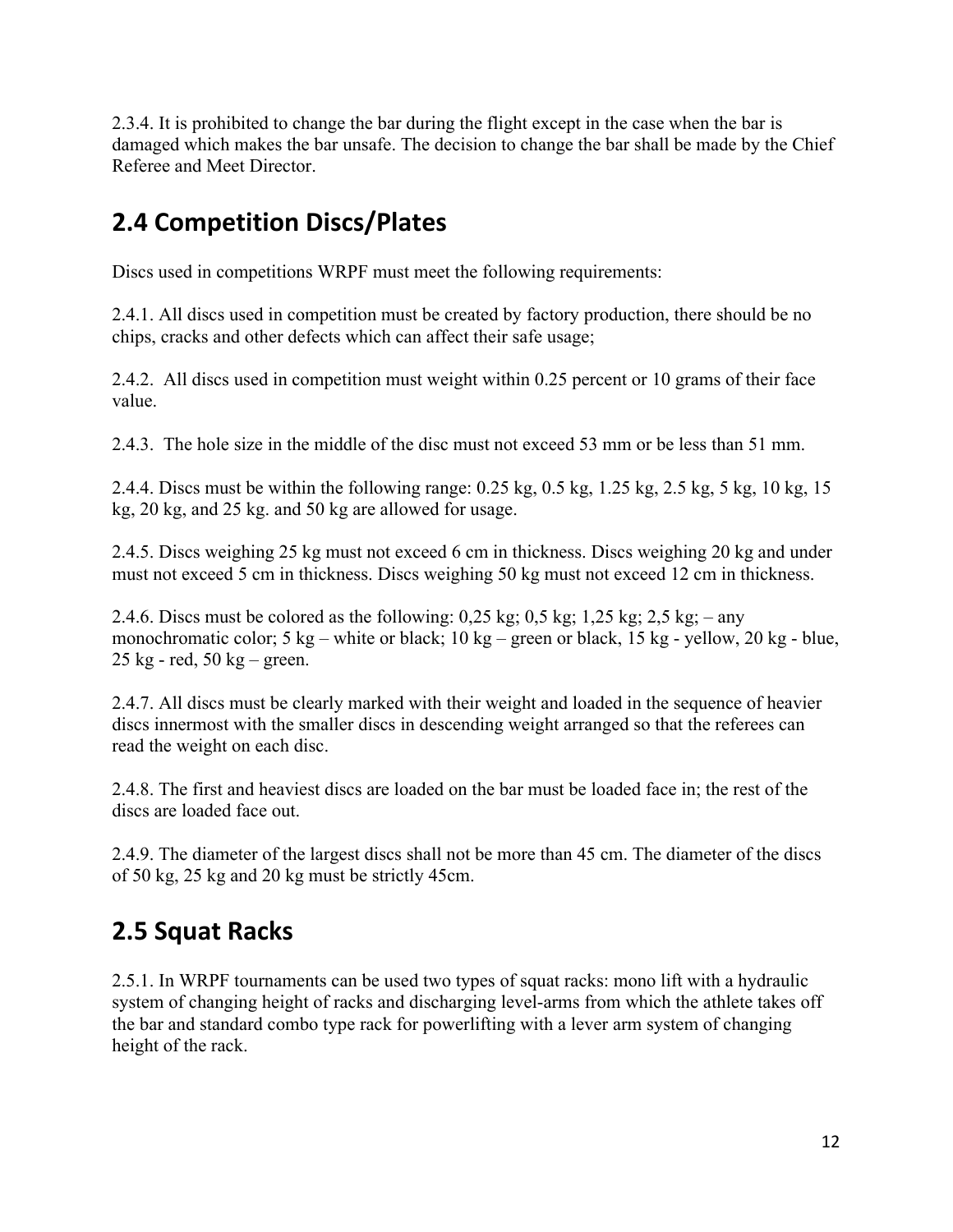2.3.4. It is prohibited to change the bar during the flight except in the case when the bar is damaged which makes the bar unsafe. The decision to change the bar shall be made by the Chief Referee and Meet Director.

## 2.4 Competition Discs/Plates

Discs used in competitions WRPF must meet the following requirements:

2.4.1. All discs used in competition must be created by factory production, there should be no chips, cracks and other defects which can affect their safe usage;

2.4.2. All discs used in competition must weight within 0.25 percent or 10 grams of their face value.

2.4.3. The hole size in the middle of the disc must not exceed 53 mm or be less than 51 mm.

2.4.4. Discs must be within the following range: 0.25 kg, 0.5 kg, 1.25 kg, 2.5 kg, 5 kg, 10 kg, 15 kg, 20 kg, and 25 kg. and 50 kg are allowed for usage.

2.4.5. Discs weighing 25 kg must not exceed 6 cm in thickness. Discs weighing 20 kg and under must not exceed 5 cm in thickness. Discs weighing 50 kg must not exceed 12 cm in thickness.

2.4.6. Discs must be colored as the following: 0,25 kg; 0,5 kg; 1,25 kg; 2,5 kg; – any monochromatic color; 5 kg – white or black; 10 kg – green or black, 15 kg - yellow, 20 kg - blue, 25 kg - red, 50 kg – green.

2.4.7. All discs must be clearly marked with their weight and loaded in the sequence of heavier discs innermost with the smaller discs in descending weight arranged so that the referees can read the weight on each disc.

2.4.8. The first and heaviest discs are loaded on the bar must be loaded face in; the rest of the discs are loaded face out.

2.4.9. The diameter of the largest discs shall not be more than 45 cm. The diameter of the discs of 50 kg, 25 kg and 20 kg must be strictly 45cm.

## 2.5 Squat Racks

2.5.1. In WRPF tournaments can be used two types of squat racks: mono lift with a hydraulic system of changing height of racks and discharging level-arms from which the athlete takes off the bar and standard combo type rack for powerlifting with a lever arm system of changing height of the rack.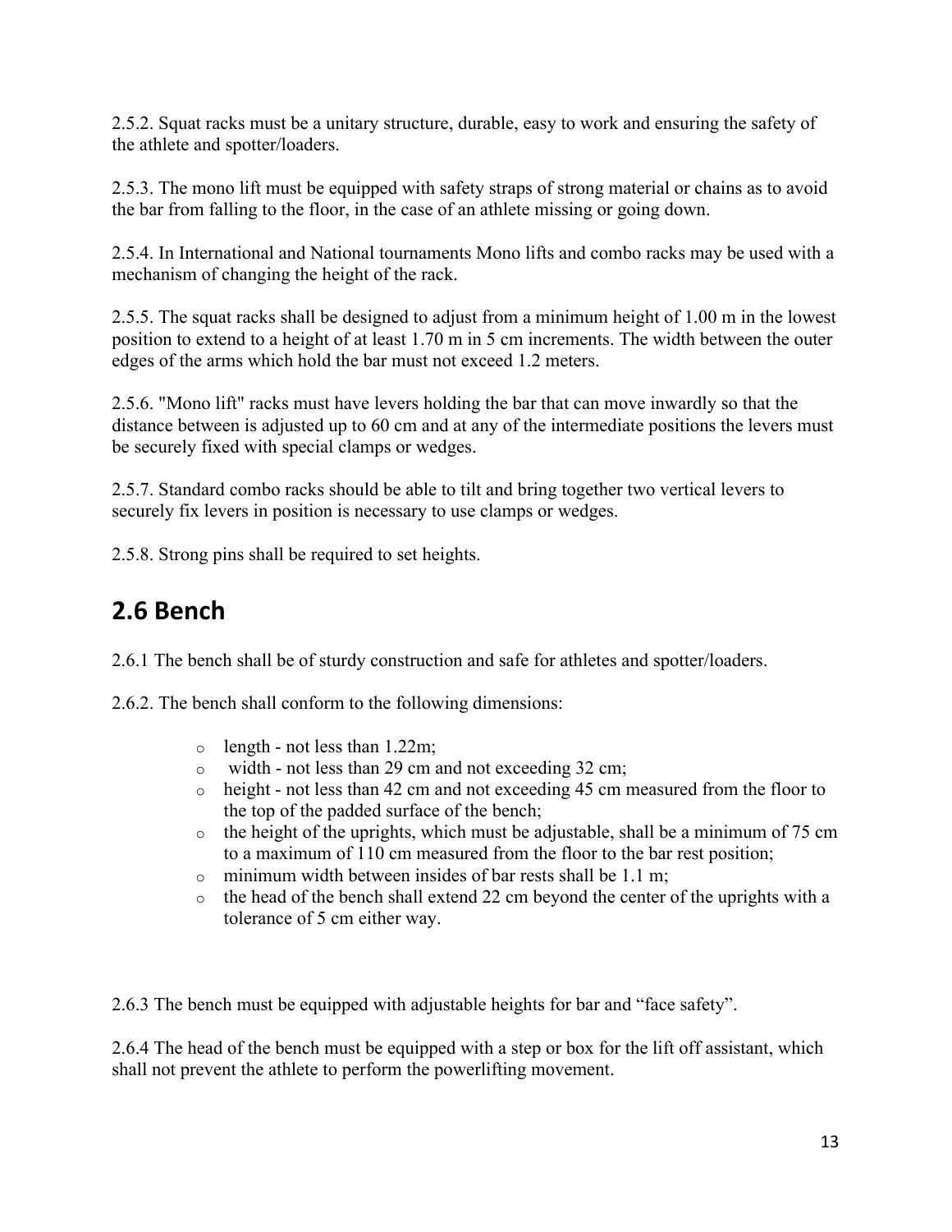2.5.2. Squat racks must be a unitary structure, durable, easy to work and ensuring the safety of the athlete and spotter/loaders.

2.5.3. The mono lift must be equipped with safety straps of strong material or chains as to avoid the bar from falling to the floor, in the case of an athlete missing or going down.

2.5.4. In International and National tournaments Mono lifts and combo racks may be used with a mechanism of changing the height of the rack.

2.5.5. The squat racks shall be designed to adjust from a minimum height of 1.00 m in the lowest position to extend to a height of at least 1.70 m in 5 cm increments. The width between the outer edges of the arms which hold the bar must not exceed 1.2 meters.

2.5.6. "Mono lift" racks must have levers holding the bar that can move inwardly so that the distance between is adjusted up to 60 cm and at any of the intermediate positions the levers must be securely fixed with special clamps or wedges.

2.5.7. Standard combo racks should be able to tilt and bring together two vertical levers to securely fix levers in position is necessary to use clamps or wedges.

2.5.8. Strong pins shall be required to set heights.

## 2.6 Bench

2.6.1 The bench shall be of sturdy construction and safe for athletes and spotter/loaders.

2.6.2. The bench shall conform to the following dimensions:

- length - not less than 1.22m;
- width - not less than 29 cm and not exceeding 32 cm;
- height - not less than 42 cm and not exceeding 45 cm measured from the floor to the top of the padded surface of the bench;
- the height of the uprights, which must be adjustable, shall be a minimum of 75 cm to a maximum of 110 cm measured from the floor to the bar rest position;
- minimum width between insides of bar rests shall be 1.1 m;
- the head of the bench shall extend 22 cm beyond the center of the uprights with a tolerance of 5 cm either way.

2.6.3 The bench must be equipped with adjustable heights for bar and "face safety".

2.6.4 The head of the bench must be equipped with a step or box for the lift off assistant, which shall not prevent the athlete to perform the powerlifting movement.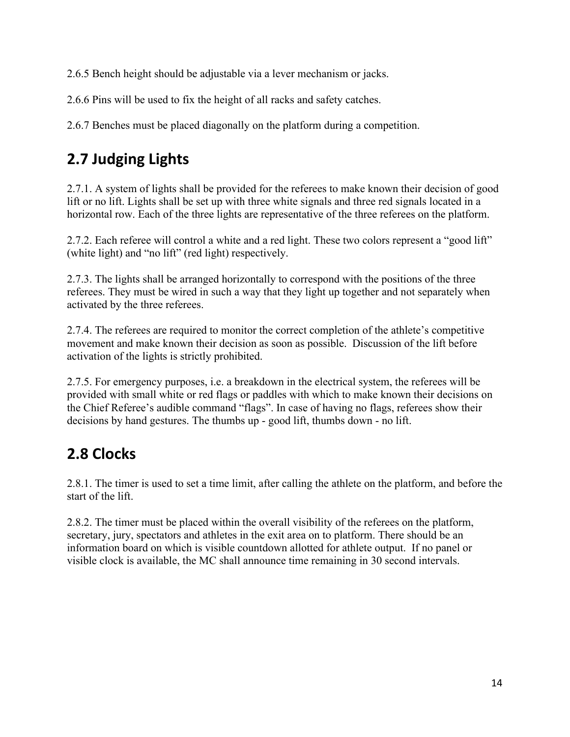2.6.5 Bench height should be adjustable via a lever mechanism or jacks.

2.6.6 Pins will be used to fix the height of all racks and safety catches.

2.6.7 Benches must be placed diagonally on the platform during a competition.

## 2.7 Judging Lights

2.7.1. A system of lights shall be provided for the referees to make known their decision of good lift or no lift. Lights shall be set up with three white signals and three red signals located in a horizontal row. Each of the three lights are representative of the three referees on the platform.

2.7.2. Each referee will control a white and a red light. These two colors represent a “good lift” (white light) and “no lift” (red light) respectively.

2.7.3. The lights shall be arranged horizontally to correspond with the positions of the three referees. They must be wired in such a way that they light up together and not separately when activated by the three referees.

2.7.4. The referees are required to monitor the correct completion of the athlete’s competitive movement and make known their decision as soon as possible. Discussion of the lift before activation of the lights is strictly prohibited.

2.7.5. For emergency purposes, i.e. a breakdown in the electrical system, the referees will be provided with small white or red flags or paddles with which to make known their decisions on the Chief Referee’s audible command “flags”. In case of having no flags, referees show their decisions by hand gestures. The thumbs up - good lift, thumbs down - no lift.

## 2.8 Clocks

2.8.1. The timer is used to set a time limit, after calling the athlete on the platform, and before the start of the lift.

2.8.2. The timer must be placed within the overall visibility of the referees on the platform, secretary, jury, spectators and athletes in the exit area on to platform. There should be an information board on which is visible countdown allotted for athlete output. If no panel or visible clock is available, the MC shall announce time remaining in 30 second intervals.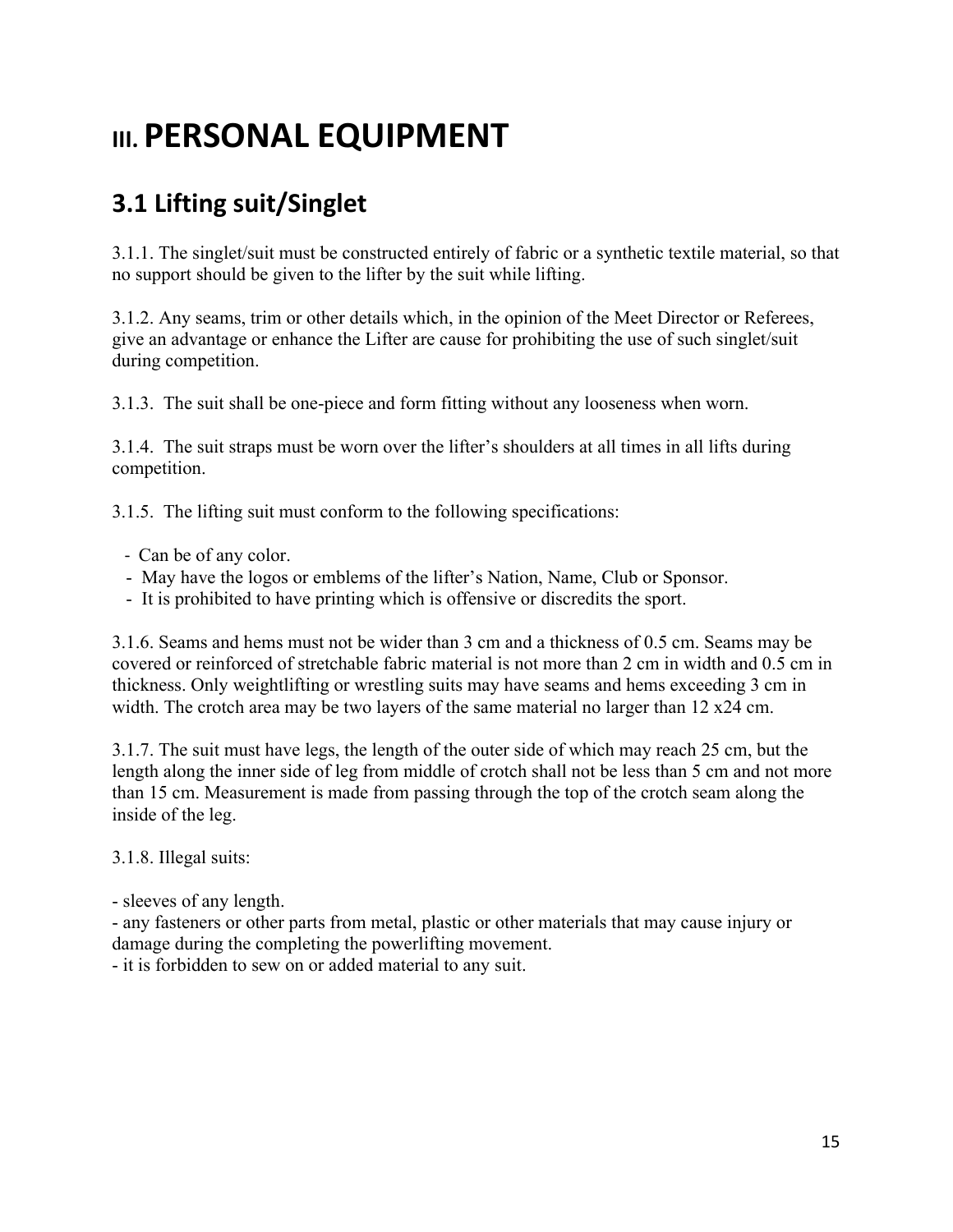# III. PERSONAL EQUIPMENT

## 3.1 Lifting suit/Singlet

3.1.1. The singlet/suit must be constructed entirely of fabric or a synthetic textile material, so that no support should be given to the lifter by the suit while lifting.

3.1.2. Any seams, trim or other details which, in the opinion of the Meet Director or Referees, give an advantage or enhance the Lifter are cause for prohibiting the use of such singlet/suit during competition.

3.1.3. The suit shall be one-piece and form fitting without any looseness when worn.

3.1.4. The suit straps must be worn over the lifter's shoulders at all times in all lifts during competition.

3.1.5. The lifting suit must conform to the following specifications:

- Can be of any color.
- May have the logos or emblems of the lifter's Nation, Name, Club or Sponsor.
- It is prohibited to have printing which is offensive or discredits the sport.

3.1.6. Seams and hems must not be wider than 3 cm and a thickness of 0.5 cm. Seams may be covered or reinforced of stretchable fabric material is not more than 2 cm in width and 0.5 cm in thickness. Only weightlifting or wrestling suits may have seams and hems exceeding 3 cm in width. The crotch area may be two layers of the same material no larger than 12 x24 cm.

3.1.7. The suit must have legs, the length of the outer side of which may reach 25 cm, but the length along the inner side of leg from middle of crotch shall not be less than 5 cm and not more than 15 cm. Measurement is made from passing through the top of the crotch seam along the inside of the leg.

3.1.8. Illegal suits:

- sleeves of any length.
- any fasteners or other parts from metal, plastic or other materials that may cause injury or damage during the completing the powerlifting movement.
- it is forbidden to sew on or added material to any suit.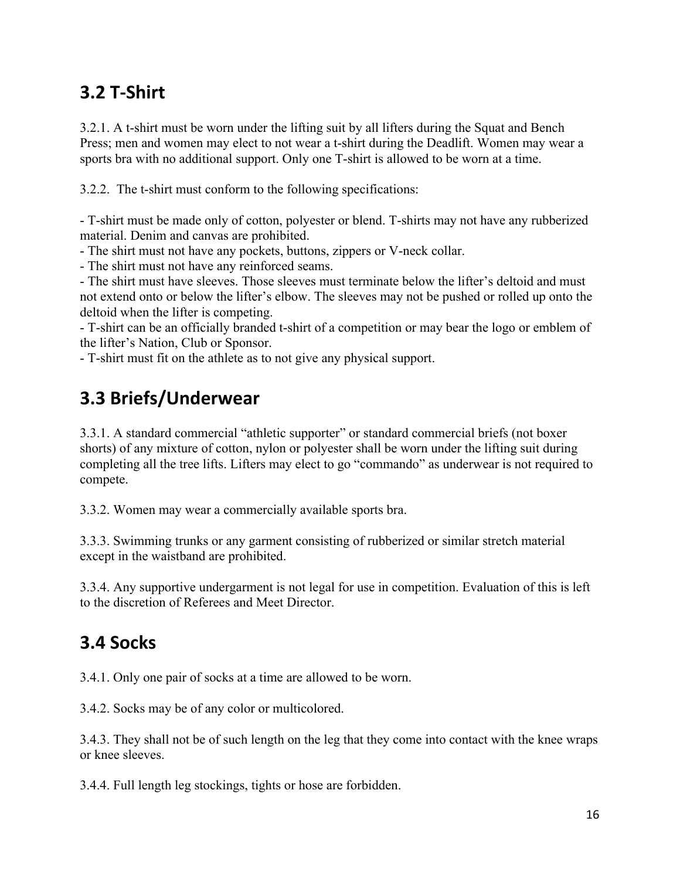## 3.2 T-Shirt

3.2.1. A t-shirt must be worn under the lifting suit by all lifters during the Squat and Bench Press; men and women may elect to not wear a t-shirt during the Deadlift. Women may wear a sports bra with no additional support. Only one T-shirt is allowed to be worn at a time.

3.2.2. The t-shirt must conform to the following specifications:

- T-shirt must be made only of cotton, polyester or blend. T-shirts may not have any rubberized material. Denim and canvas are prohibited.
- The shirt must not have any pockets, buttons, zippers or V-neck collar.
- The shirt must not have any reinforced seams.
- The shirt must have sleeves. Those sleeves must terminate below the lifter's deltoid and must not extend onto or below the lifter's elbow. The sleeves may not be pushed or rolled up onto the deltoid when the lifter is competing.
- T-shirt can be an officially branded t-shirt of a competition or may bear the logo or emblem of the lifter's Nation, Club or Sponsor.
- T-shirt must fit on the athlete as to not give any physical support.

## 3.3 Briefs/Underwear

3.3.1. A standard commercial "athletic supporter" or standard commercial briefs (not boxer shorts) of any mixture of cotton, nylon or polyester shall be worn under the lifting suit during completing all the tree lifts. Lifters may elect to go "commando" as underwear is not required to compete.

3.3.2. Women may wear a commercially available sports bra.

3.3.3. Swimming trunks or any garment consisting of rubberized or similar stretch material except in the waistband are prohibited.

3.3.4. Any supportive undergarment is not legal for use in competition. Evaluation of this is left to the discretion of Referees and Meet Director.

## 3.4 Socks

3.4.1. Only one pair of socks at a time are allowed to be worn.

3.4.2. Socks may be of any color or multicolored.

3.4.3. They shall not be of such length on the leg that they come into contact with the knee wraps or knee sleeves.

3.4.4. Full length leg stockings, tights or hose are forbidden.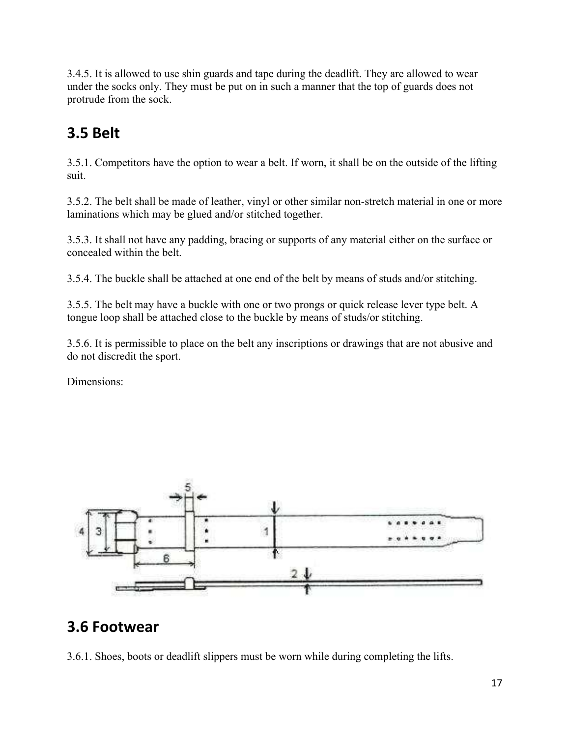3.4.5. It is allowed to use shin guards and tape during the deadlift. They are allowed to wear under the socks only. They must be put on in such a manner that the top of guards does not protrude from the sock.

## 3.5 Belt

3.5.1. Competitors have the option to wear a belt. If worn, it shall be on the outside of the lifting suit.

3.5.2. The belt shall be made of leather, vinyl or other similar non-stretch material in one or more laminations which may be glued and/or stitched together.

3.5.3. It shall not have any padding, bracing or supports of any material either on the surface or concealed within the belt.

3.5.4. The buckle shall be attached at one end of the belt by means of studs and/or stitching.

3.5.5. The belt may have a buckle with one or two prongs or quick release lever type belt. A tongue loop shall be attached close to the buckle by means of studs/or stitching.

3.5.6. It is permissible to place on the belt any inscriptions or drawings that are not abusive and do not discredit the sport.

Dimensions:

## 3.6 Footwear

3.6.1. Shoes, boots or deadlift slippers must be worn while during completing the lifts.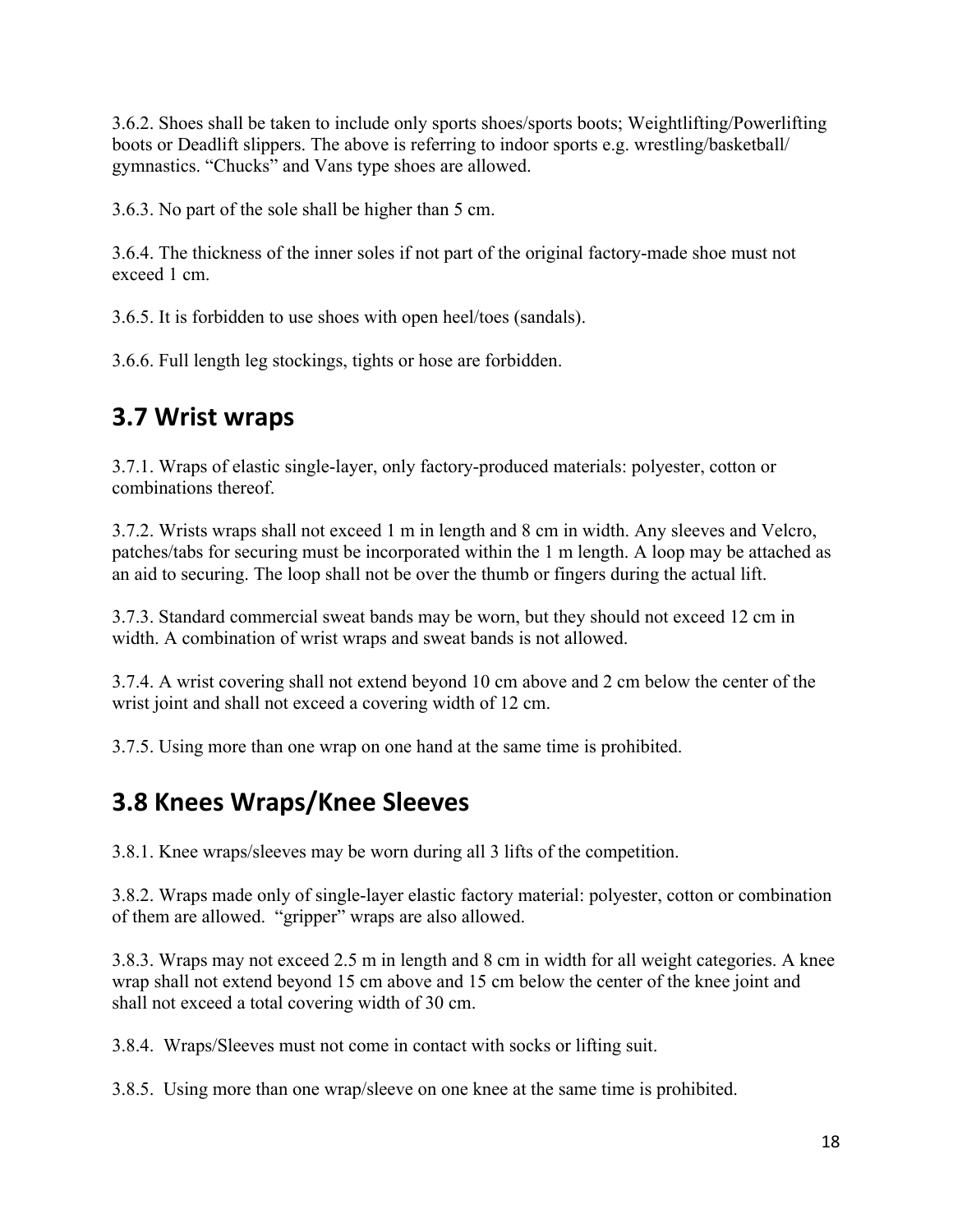3.6.2. Shoes shall be taken to include only sports shoes/sports boots; Weightlifting/Powerlifting boots or Deadlift slippers. The above is referring to indoor sports e.g. wrestling/basketball/gymnastics. "Chucks" and Vans type shoes are allowed.

3.6.3. No part of the sole shall be higher than 5 cm.

3.6.4. The thickness of the inner soles if not part of the original factory-made shoe must not exceed 1 cm.

3.6.5. It is forbidden to use shoes with open heel/toes (sandals).

3.6.6. Full length leg stockings, tights or hose are forbidden.

## 3.7 Wrist wraps

3.7.1. Wraps of elastic single-layer, only factory-produced materials: polyester, cotton or combinations thereof.

3.7.2. Wrists wraps shall not exceed 1 m in length and 8 cm in width. Any sleeves and Velcro, patches/tabs for securing must be incorporated within the 1 m length. A loop may be attached as an aid to securing. The loop shall not be over the thumb or fingers during the actual lift.

3.7.3. Standard commercial sweat bands may be worn, but they should not exceed 12 cm in width. A combination of wrist wraps and sweat bands is not allowed.

3.7.4. A wrist covering shall not extend beyond 10 cm above and 2 cm below the center of the wrist joint and shall not exceed a covering width of 12 cm.

3.7.5. Using more than one wrap on one hand at the same time is prohibited.

## 3.8 Knees Wraps/Knee Sleeves

3.8.1. Knee wraps/sleeves may be worn during all 3 lifts of the competition.

3.8.2. Wraps made only of single-layer elastic factory material: polyester, cotton or combination of them are allowed. "gripper" wraps are also allowed.

3.8.3. Wraps may not exceed 2.5 m in length and 8 cm in width for all weight categories. A knee wrap shall not extend beyond 15 cm above and 15 cm below the center of the knee joint and shall not exceed a total covering width of 30 cm.

3.8.4. Wraps/Sleeves must not come in contact with socks or lifting suit.

3.8.5. Using more than one wrap/sleeve on one knee at the same time is prohibited.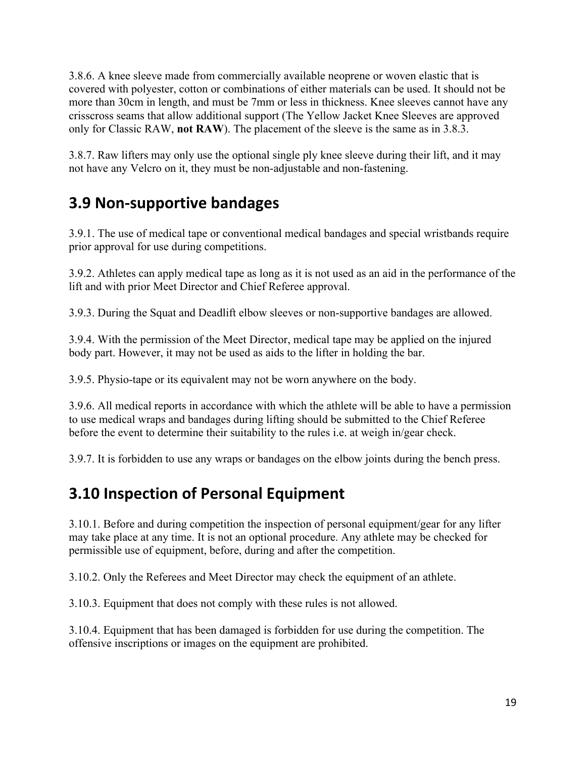3.8.6. A knee sleeve made from commercially available neoprene or woven elastic that is covered with polyester, cotton or combinations of either materials can be used. It should not be more than 30cm in length, and must be 7mm or less in thickness. Knee sleeves cannot have any crisscross seams that allow additional support (The Yellow Jacket Knee Sleeves are approved only for Classic RAW, **not RAW**). The placement of the sleeve is the same as in 3.8.3.

3.8.7. Raw lifters may only use the optional single ply knee sleeve during their lift, and it may not have any Velcro on it, they must be non-adjustable and non-fastening.

## 3.9 Non-supportive bandages

3.9.1. The use of medical tape or conventional medical bandages and special wristbands require prior approval for use during competitions.

3.9.2. Athletes can apply medical tape as long as it is not used as an aid in the performance of the lift and with prior Meet Director and Chief Referee approval.

3.9.3. During the Squat and Deadlift elbow sleeves or non-supportive bandages are allowed.

3.9.4. With the permission of the Meet Director, medical tape may be applied on the injured body part. However, it may not be used as aids to the lifter in holding the bar.

3.9.5. Physio-tape or its equivalent may not be worn anywhere on the body.

3.9.6. All medical reports in accordance with which the athlete will be able to have a permission to use medical wraps and bandages during lifting should be submitted to the Chief Referee before the event to determine their suitability to the rules i.e. at weigh in/gear check.

3.9.7. It is forbidden to use any wraps or bandages on the elbow joints during the bench press.

## 3.10 Inspection of Personal Equipment

3.10.1. Before and during competition the inspection of personal equipment/gear for any lifter may take place at any time. It is not an optional procedure. Any athlete may be checked for permissible use of equipment, before, during and after the competition.

3.10.2. Only the Referees and Meet Director may check the equipment of an athlete.

3.10.3. Equipment that does not comply with these rules is not allowed.

3.10.4. Equipment that has been damaged is forbidden for use during the competition. The offensive inscriptions or images on the equipment are prohibited.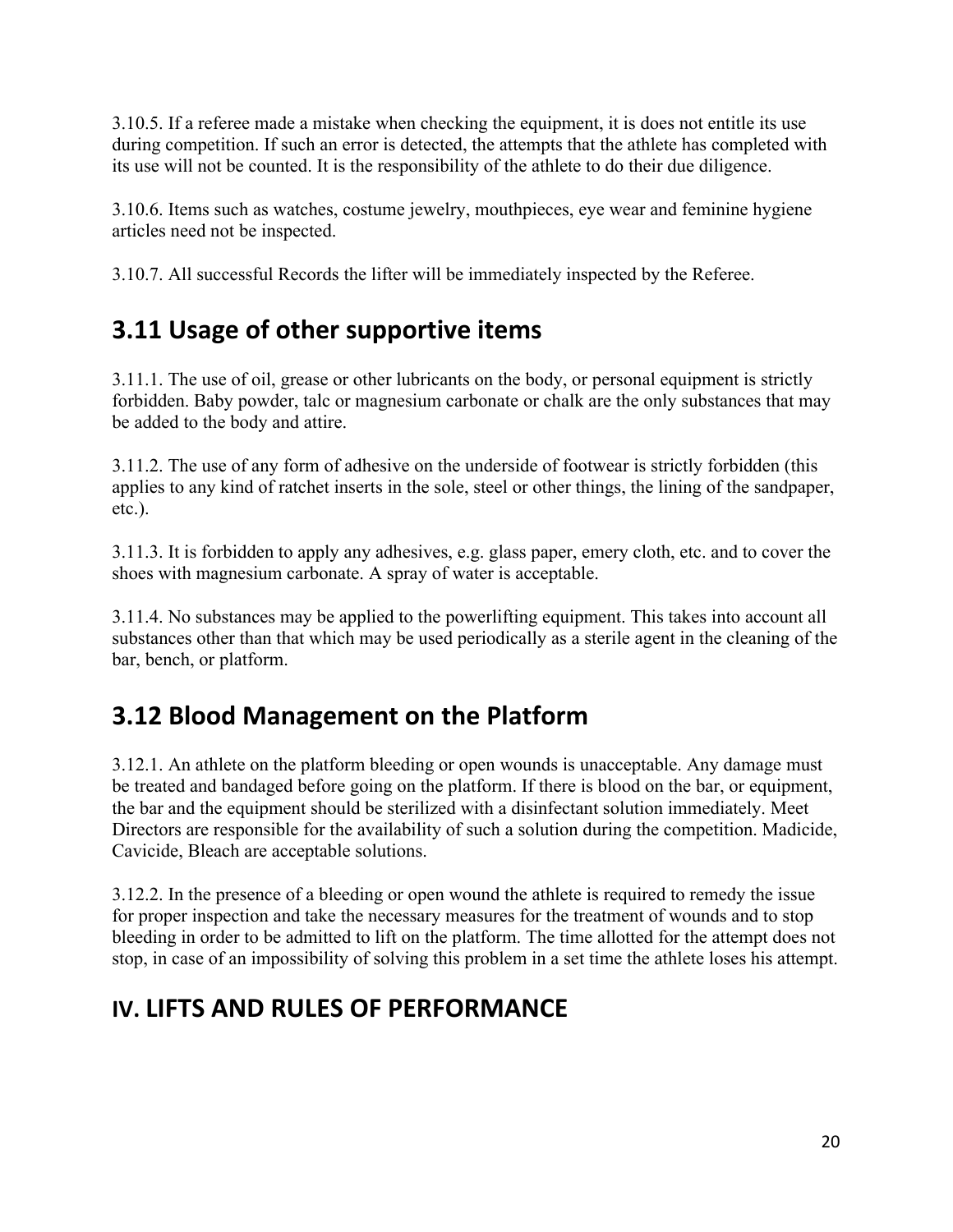3.10.5. If a referee made a mistake when checking the equipment, it is does not entitle its use during competition. If such an error is detected, the attempts that the athlete has completed with its use will not be counted. It is the responsibility of the athlete to do their due diligence.

3.10.6. Items such as watches, costume jewelry, mouthpieces, eye wear and feminine hygiene articles need not be inspected.

3.10.7. All successful Records the lifter will be immediately inspected by the Referee.

## 3.11 Usage of other supportive items

3.11.1. The use of oil, grease or other lubricants on the body, or personal equipment is strictly forbidden. Baby powder, talc or magnesium carbonate or chalk are the only substances that may be added to the body and attire.

3.11.2. The use of any form of adhesive on the underside of footwear is strictly forbidden (this applies to any kind of ratchet inserts in the sole, steel or other things, the lining of the sandpaper, etc.).

3.11.3. It is forbidden to apply any adhesives, e.g. glass paper, emery cloth, etc. and to cover the shoes with magnesium carbonate. A spray of water is acceptable.

3.11.4. No substances may be applied to the powerlifting equipment. This takes into account all substances other than that which may be used periodically as a sterile agent in the cleaning of the bar, bench, or platform.

## 3.12 Blood Management on the Platform

3.12.1. An athlete on the platform bleeding or open wounds is unacceptable. Any damage must be treated and bandaged before going on the platform. If there is blood on the bar, or equipment, the bar and the equipment should be sterilized with a disinfectant solution immediately. Meet Directors are responsible for the availability of such a solution during the competition. Madicide, Cavicide, Bleach are acceptable solutions.

3.12.2. In the presence of a bleeding or open wound the athlete is required to remedy the issue for proper inspection and take the necessary measures for the treatment of wounds and to stop bleeding in order to be admitted to lift on the platform. The time allotted for the attempt does not stop, in case of an impossibility of solving this problem in a set time the athlete loses his attempt.

# IV. LIFTS AND RULES OF PERFORMANCE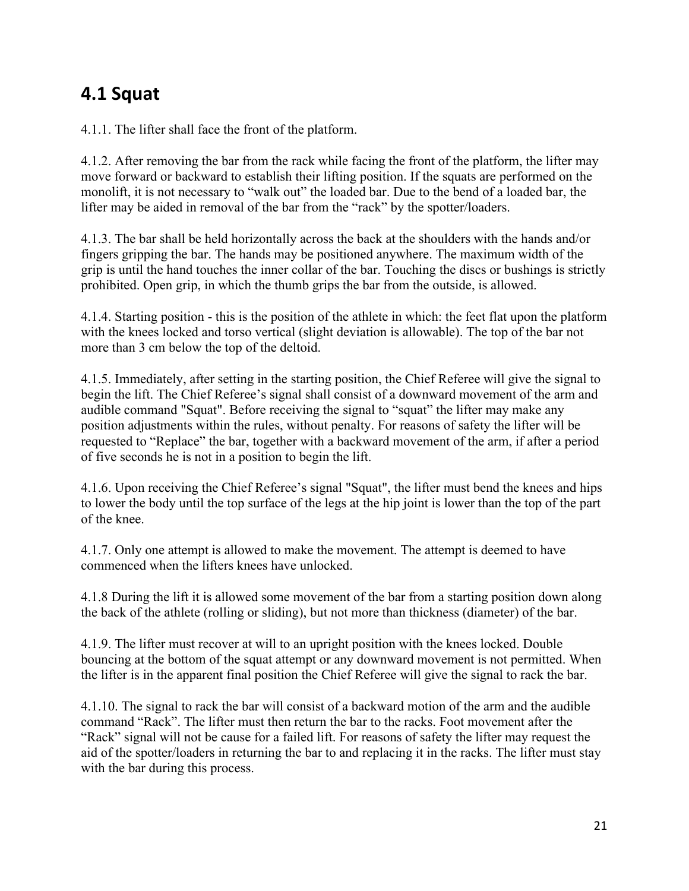## 4.1 Squat

4.1.1. The lifter shall face the front of the platform.

4.1.2. After removing the bar from the rack while facing the front of the platform, the lifter may move forward or backward to establish their lifting position. If the squats are performed on the monolift, it is not necessary to “walk out” the loaded bar. Due to the bend of a loaded bar, the lifter may be aided in removal of the bar from the “rack” by the spotter/loaders.

4.1.3. The bar shall be held horizontally across the back at the shoulders with the hands and/or fingers gripping the bar. The hands may be positioned anywhere. The maximum width of the grip is until the hand touches the inner collar of the bar. Touching the discs or bushings is strictly prohibited. Open grip, in which the thumb grips the bar from the outside, is allowed.

4.1.4. Starting position - this is the position of the athlete in which: the feet flat upon the platform with the knees locked and torso vertical (slight deviation is allowable). The top of the bar not more than 3 cm below the top of the deltoid.

4.1.5. Immediately, after setting in the starting position, the Chief Referee will give the signal to begin the lift. The Chief Referee’s signal shall consist of a downward movement of the arm and audible command "Squat". Before receiving the signal to “squat” the lifter may make any position adjustments within the rules, without penalty. For reasons of safety the lifter will be requested to “Replace” the bar, together with a backward movement of the arm, if after a period of five seconds he is not in a position to begin the lift.

4.1.6. Upon receiving the Chief Referee’s signal "Squat", the lifter must bend the knees and hips to lower the body until the top surface of the legs at the hip joint is lower than the top of the part of the knee.

4.1.7. Only one attempt is allowed to make the movement. The attempt is deemed to have commenced when the lifters knees have unlocked.

4.1.8 During the lift it is allowed some movement of the bar from a starting position down along the back of the athlete (rolling or sliding), but not more than thickness (diameter) of the bar.

4.1.9. The lifter must recover at will to an upright position with the knees locked. Double bouncing at the bottom of the squat attempt or any downward movement is not permitted. When the lifter is in the apparent final position the Chief Referee will give the signal to rack the bar.

4.1.10. The signal to rack the bar will consist of a backward motion of the arm and the audible command “Rack”. The lifter must then return the bar to the racks. Foot movement after the “Rack” signal will not be cause for a failed lift. For reasons of safety the lifter may request the aid of the spotter/loaders in returning the bar to and replacing it in the racks. The lifter must stay with the bar during this process.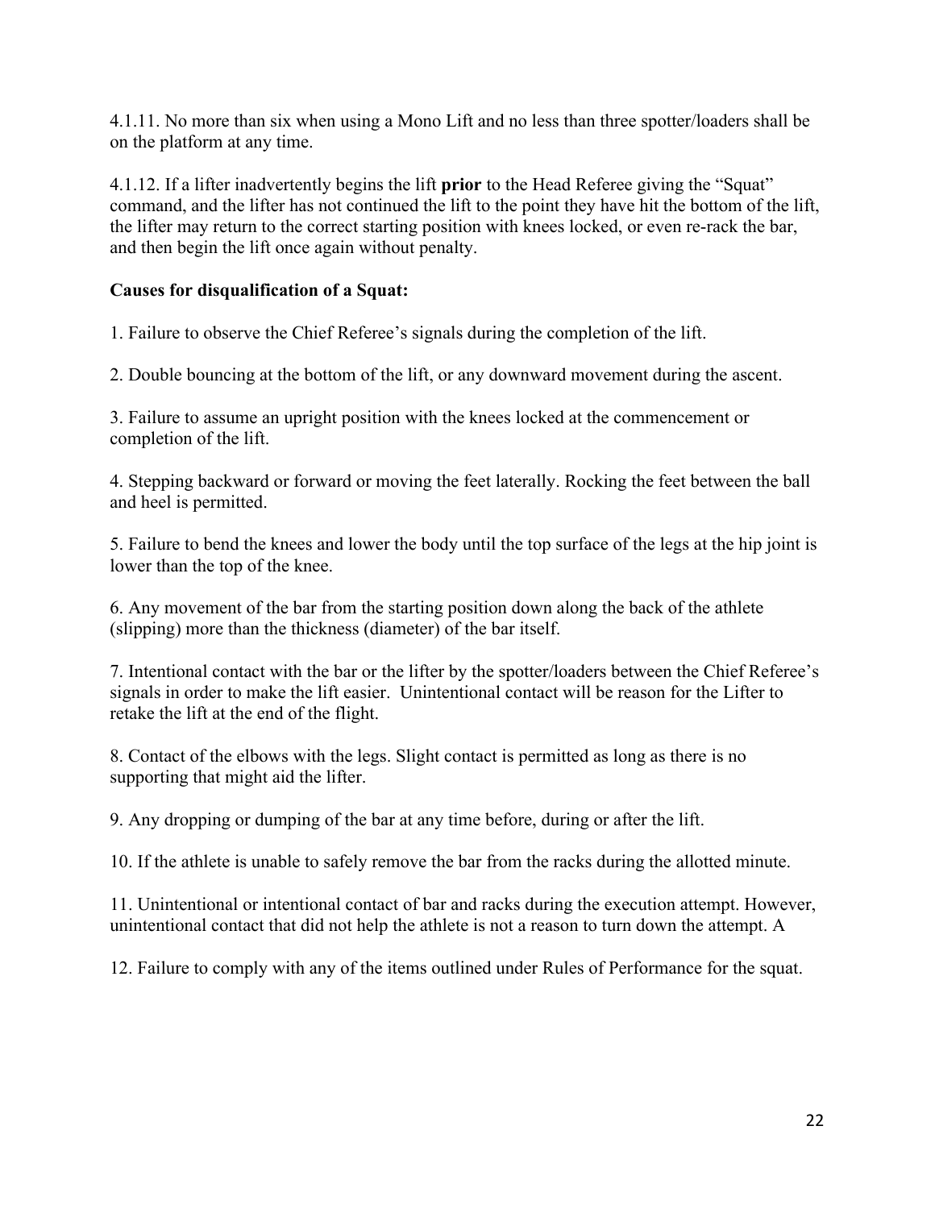4.1.11. No more than six when using a Mono Lift and no less than three spotter/loaders shall be on the platform at any time.

4.1.12. If a lifter inadvertently begins the lift **prior** to the Head Referee giving the "Squat" command, and the lifter has not continued the lift to the point they have hit the bottom of the lift, the lifter may return to the correct starting position with knees locked, or even re-rack the bar, and then begin the lift once again without penalty.

**Causes for disqualification of a Squat:**

1. Failure to observe the Chief Referee's signals during the completion of the lift.

2. Double bouncing at the bottom of the lift, or any downward movement during the ascent.

3. Failure to assume an upright position with the knees locked at the commencement or completion of the lift.

4. Stepping backward or forward or moving the feet laterally. Rocking the feet between the ball and heel is permitted.

5. Failure to bend the knees and lower the body until the top surface of the legs at the hip joint is lower than the top of the knee.

6. Any movement of the bar from the starting position down along the back of the athlete (slipping) more than the thickness (diameter) of the bar itself.

7. Intentional contact with the bar or the lifter by the spotter/loaders between the Chief Referee's signals in order to make the lift easier. Unintentional contact will be reason for the Lifter to retake the lift at the end of the flight.

8. Contact of the elbows with the legs. Slight contact is permitted as long as there is no supporting that might aid the lifter.

9. Any dropping or dumping of the bar at any time before, during or after the lift.

10. If the athlete is unable to safely remove the bar from the racks during the allotted minute.

11. Unintentional or intentional contact of bar and racks during the execution attempt. However, unintentional contact that did not help the athlete is not a reason to turn down the attempt. A

12. Failure to comply with any of the items outlined under Rules of Performance for the squat.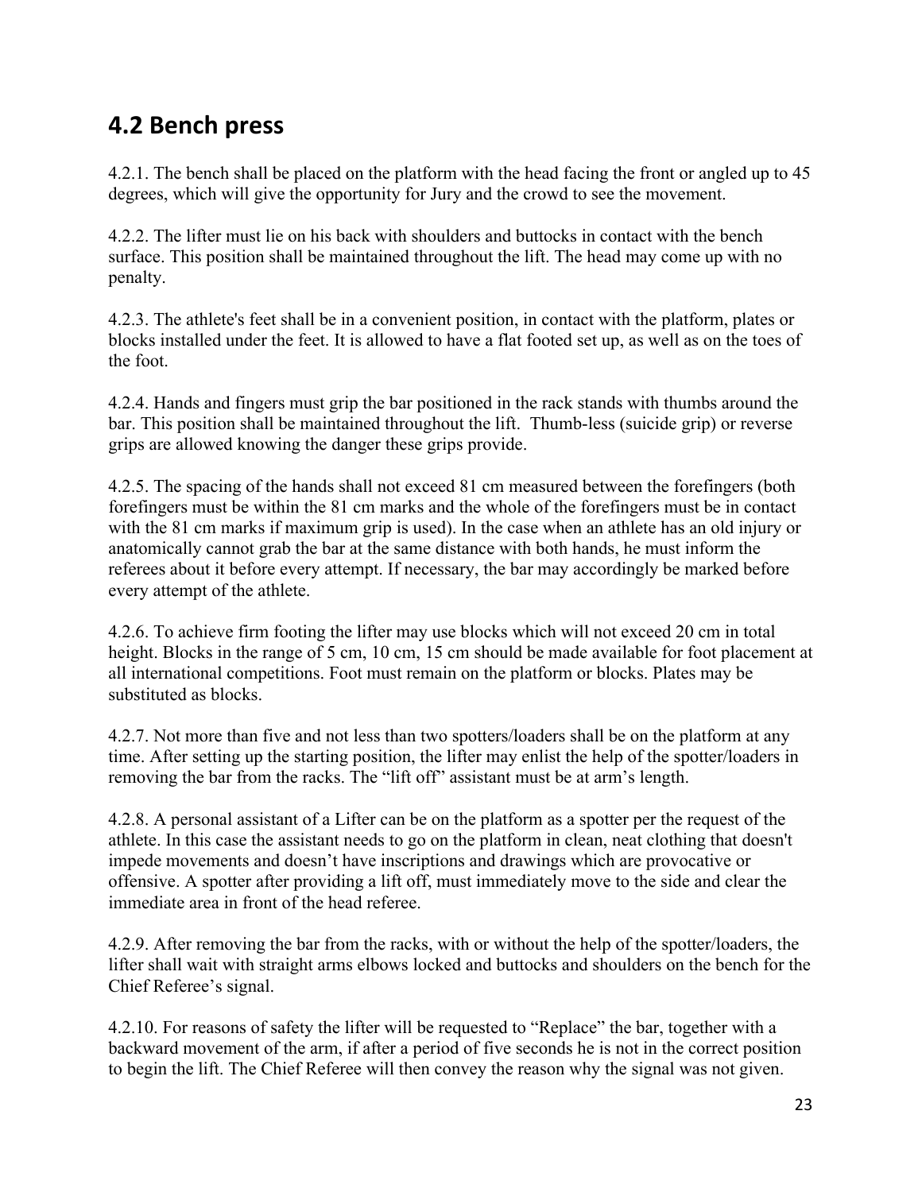## 4.2 Bench press

4.2.1. The bench shall be placed on the platform with the head facing the front or angled up to 45 degrees, which will give the opportunity for Jury and the crowd to see the movement.

4.2.2. The lifter must lie on his back with shoulders and buttocks in contact with the bench surface. This position shall be maintained throughout the lift. The head may come up with no penalty.

4.2.3. The athlete's feet shall be in a convenient position, in contact with the platform, plates or blocks installed under the feet. It is allowed to have a flat footed set up, as well as on the toes of the foot.

4.2.4. Hands and fingers must grip the bar positioned in the rack stands with thumbs around the bar. This position shall be maintained throughout the lift. Thumb-less (suicide grip) or reverse grips are allowed knowing the danger these grips provide.

4.2.5. The spacing of the hands shall not exceed 81 cm measured between the forefingers (both forefingers must be within the 81 cm marks and the whole of the forefingers must be in contact with the 81 cm marks if maximum grip is used). In the case when an athlete has an old injury or anatomically cannot grab the bar at the same distance with both hands, he must inform the referees about it before every attempt. If necessary, the bar may accordingly be marked before every attempt of the athlete.

4.2.6. To achieve firm footing the lifter may use blocks which will not exceed 20 cm in total height. Blocks in the range of 5 cm, 10 cm, 15 cm should be made available for foot placement at all international competitions. Foot must remain on the platform or blocks. Plates may be substituted as blocks.

4.2.7. Not more than five and not less than two spotters/loaders shall be on the platform at any time. After setting up the starting position, the lifter may enlist the help of the spotter/loaders in removing the bar from the racks. The "lift off" assistant must be at arm's length.

4.2.8. A personal assistant of a Lifter can be on the platform as a spotter per the request of the athlete. In this case the assistant needs to go on the platform in clean, neat clothing that doesn't impede movements and doesn't have inscriptions and drawings which are provocative or offensive. A spotter after providing a lift off, must immediately move to the side and clear the immediate area in front of the head referee.

4.2.9. After removing the bar from the racks, with or without the help of the spotter/loaders, the lifter shall wait with straight arms elbows locked and buttocks and shoulders on the bench for the Chief Referee's signal.

4.2.10. For reasons of safety the lifter will be requested to "Replace" the bar, together with a backward movement of the arm, if after a period of five seconds he is not in the correct position to begin the lift. The Chief Referee will then convey the reason why the signal was not given.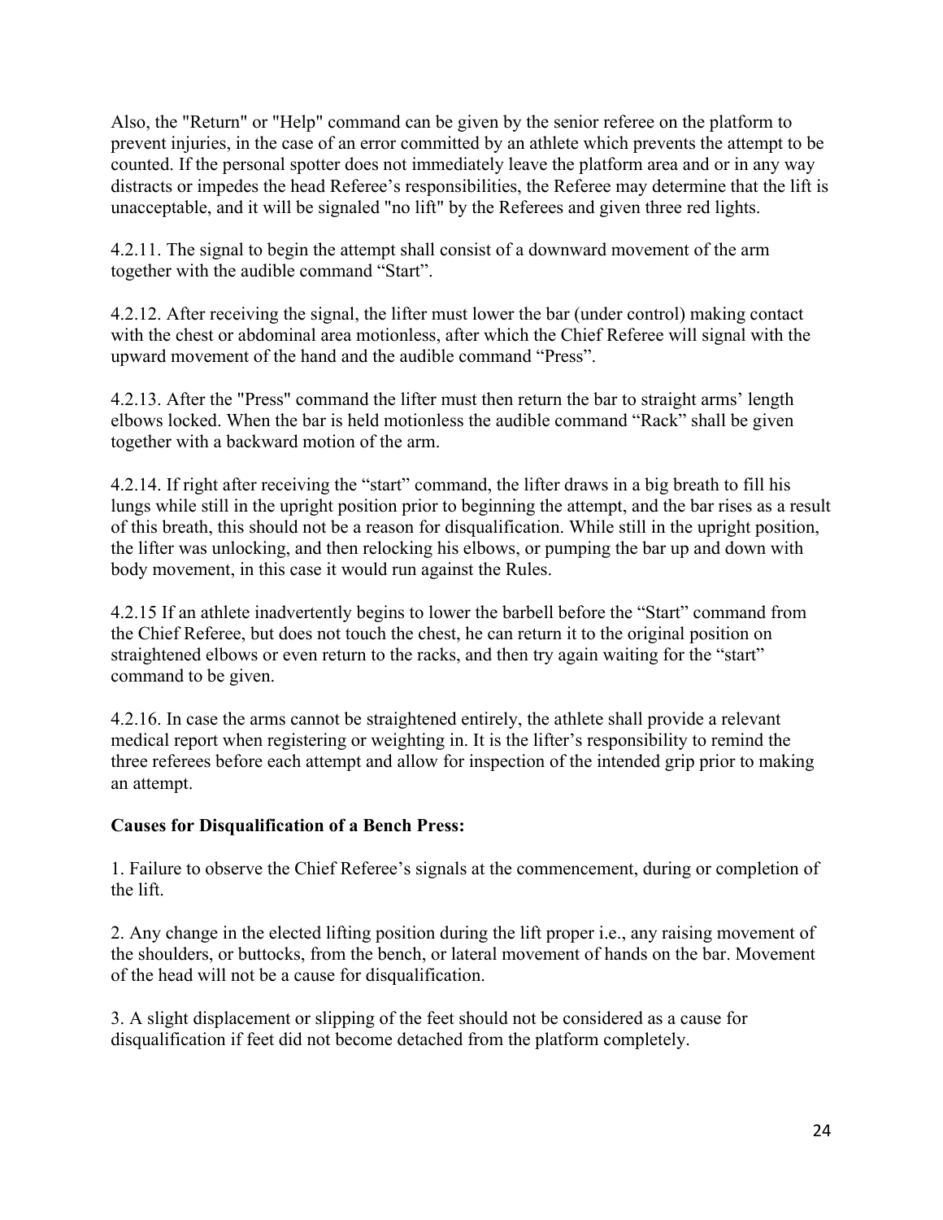Also, the "Return" or "Help" command can be given by the senior referee on the platform to prevent injuries, in the case of an error committed by an athlete which prevents the attempt to be counted. If the personal spotter does not immediately leave the platform area and or in any way distracts or impedes the head Referee's responsibilities, the Referee may determine that the lift is unacceptable, and it will be signaled "no lift" by the Referees and given three red lights.

4.2.11. The signal to begin the attempt shall consist of a downward movement of the arm together with the audible command "Start".

4.2.12. After receiving the signal, the lifter must lower the bar (under control) making contact with the chest or abdominal area motionless, after which the Chief Referee will signal with the upward movement of the hand and the audible command "Press".

4.2.13. After the "Press" command the lifter must then return the bar to straight arms' length elbows locked. When the bar is held motionless the audible command "Rack" shall be given together with a backward motion of the arm.

4.2.14. If right after receiving the "start" command, the lifter draws in a big breath to fill his lungs while still in the upright position prior to beginning the attempt, and the bar rises as a result of this breath, this should not be a reason for disqualification. While still in the upright position, the lifter was unlocking, and then relocking his elbows, or pumping the bar up and down with body movement, in this case it would run against the Rules.

4.2.15 If an athlete inadvertently begins to lower the barbell before the "Start" command from the Chief Referee, but does not touch the chest, he can return it to the original position on straightened elbows or even return to the racks, and then try again waiting for the "start" command to be given.

4.2.16. In case the arms cannot be straightened entirely, the athlete shall provide a relevant medical report when registering or weighting in. It is the lifter's responsibility to remind the three referees before each attempt and allow for inspection of the intended grip prior to making an attempt.

**Causes for Disqualification of a Bench Press:**

1. Failure to observe the Chief Referee's signals at the commencement, during or completion of the lift.

2. Any change in the elected lifting position during the lift proper i.e., any raising movement of the shoulders, or buttocks, from the bench, or lateral movement of hands on the bar. Movement of the head will not be a cause for disqualification.

3. A slight displacement or slipping of the feet should not be considered as a cause for disqualification if feet did not become detached from the platform completely.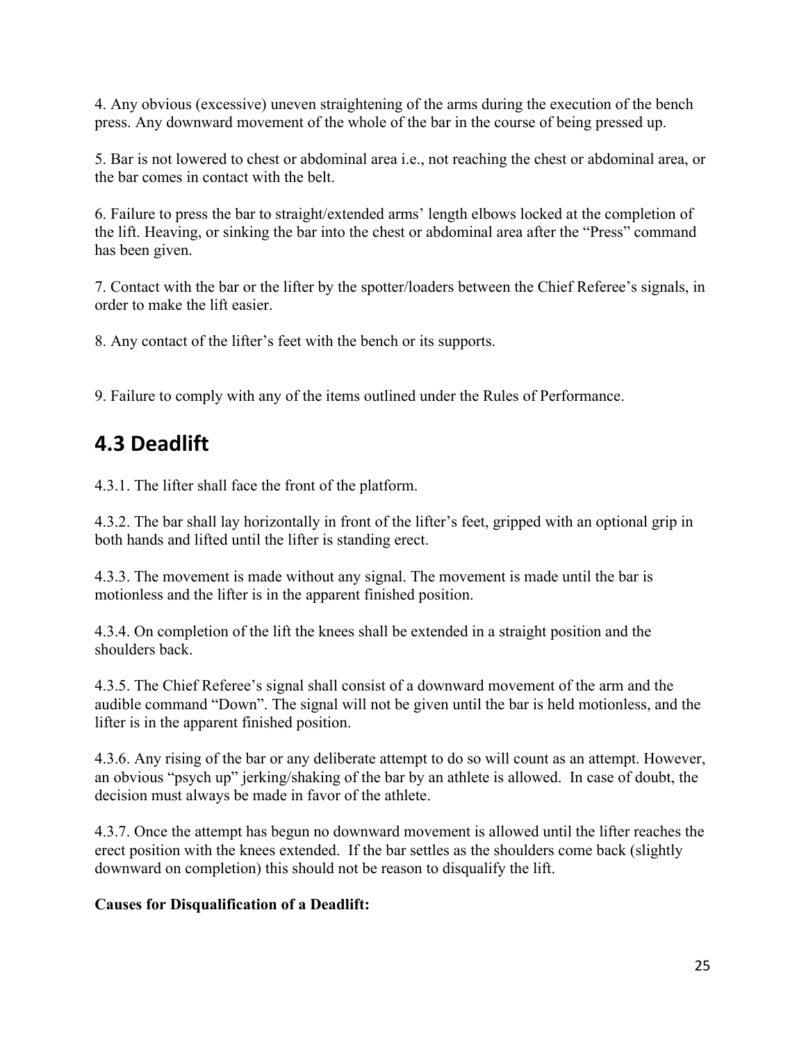4. Any obvious (excessive) uneven straightening of the arms during the execution of the bench press. Any downward movement of the whole of the bar in the course of being pressed up.

5. Bar is not lowered to chest or abdominal area i.e., not reaching the chest or abdominal area, or the bar comes in contact with the belt.

6. Failure to press the bar to straight/extended arms' length elbows locked at the completion of the lift. Heaving, or sinking the bar into the chest or abdominal area after the "Press" command has been given.

7. Contact with the bar or the lifter by the spotter/loaders between the Chief Referee's signals, in order to make the lift easier.

8. Any contact of the lifter's feet with the bench or its supports.

9. Failure to comply with any of the items outlined under the Rules of Performance.

## 4.3 Deadlift

4.3.1. The lifter shall face the front of the platform.

4.3.2. The bar shall lay horizontally in front of the lifter's feet, gripped with an optional grip in both hands and lifted until the lifter is standing erect.

4.3.3. The movement is made without any signal. The movement is made until the bar is motionless and the lifter is in the apparent finished position.

4.3.4. On completion of the lift the knees shall be extended in a straight position and the shoulders back.

4.3.5. The Chief Referee's signal shall consist of a downward movement of the arm and the audible command "Down". The signal will not be given until the bar is held motionless, and the lifter is in the apparent finished position.

4.3.6. Any rising of the bar or any deliberate attempt to do so will count as an attempt. However, an obvious "psych up" jerking/shaking of the bar by an athlete is allowed. In case of doubt, the decision must always be made in favor of the athlete.

4.3.7. Once the attempt has begun no downward movement is allowed until the lifter reaches the erect position with the knees extended. If the bar settles as the shoulders come back (slightly downward on completion) this should not be reason to disqualify the lift.

**Causes for Disqualification of a Deadlift:**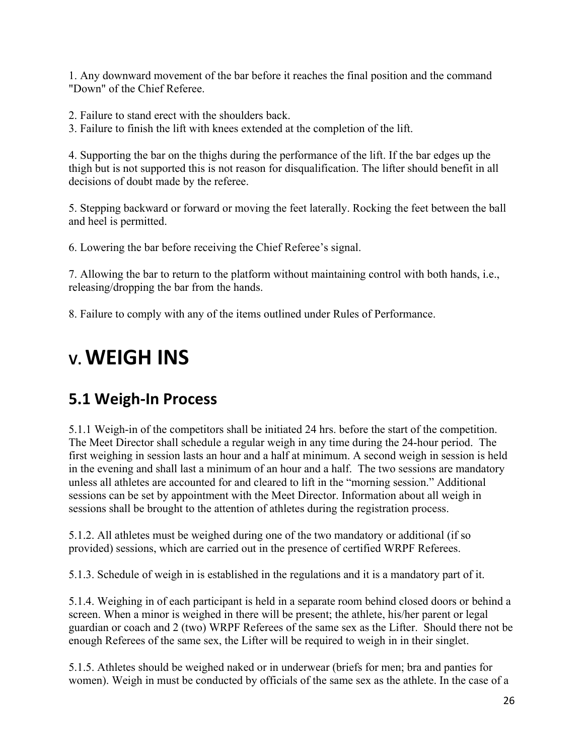1. Any downward movement of the bar before it reaches the final position and the command "Down" of the Chief Referee.

2. Failure to stand erect with the shoulders back.
3. Failure to finish the lift with knees extended at the completion of the lift.

4. Supporting the bar on the thighs during the performance of the lift. If the bar edges up the thigh but is not supported this is not reason for disqualification. The lifter should benefit in all decisions of doubt made by the referee.

5. Stepping backward or forward or moving the feet laterally. Rocking the feet between the ball and heel is permitted.

6. Lowering the bar before receiving the Chief Referee's signal.

7. Allowing the bar to return to the platform without maintaining control with both hands, i.e., releasing/dropping the bar from the hands.

8. Failure to comply with any of the items outlined under Rules of Performance.

# V. WEIGH INS

## 5.1 Weigh-In Process

5.1.1 Weigh-in of the competitors shall be initiated 24 hrs. before the start of the competition. The Meet Director shall schedule a regular weigh in any time during the 24-hour period. The first weighing in session lasts an hour and a half at minimum. A second weigh in session is held in the evening and shall last a minimum of an hour and a half. The two sessions are mandatory unless all athletes are accounted for and cleared to lift in the "morning session." Additional sessions can be set by appointment with the Meet Director. Information about all weigh in sessions shall be brought to the attention of athletes during the registration process.

5.1.2. All athletes must be weighed during one of the two mandatory or additional (if so provided) sessions, which are carried out in the presence of certified WRPF Referees.

5.1.3. Schedule of weigh in is established in the regulations and it is a mandatory part of it.

5.1.4. Weighing in of each participant is held in a separate room behind closed doors or behind a screen. When a minor is weighed in there will be present; the athlete, his/her parent or legal guardian or coach and 2 (two) WRPF Referees of the same sex as the Lifter. Should there not be enough Referees of the same sex, the Lifter will be required to weigh in in their singlet.

5.1.5. Athletes should be weighed naked or in underwear (briefs for men; bra and panties for women). Weigh in must be conducted by officials of the same sex as the athlete. In the case of a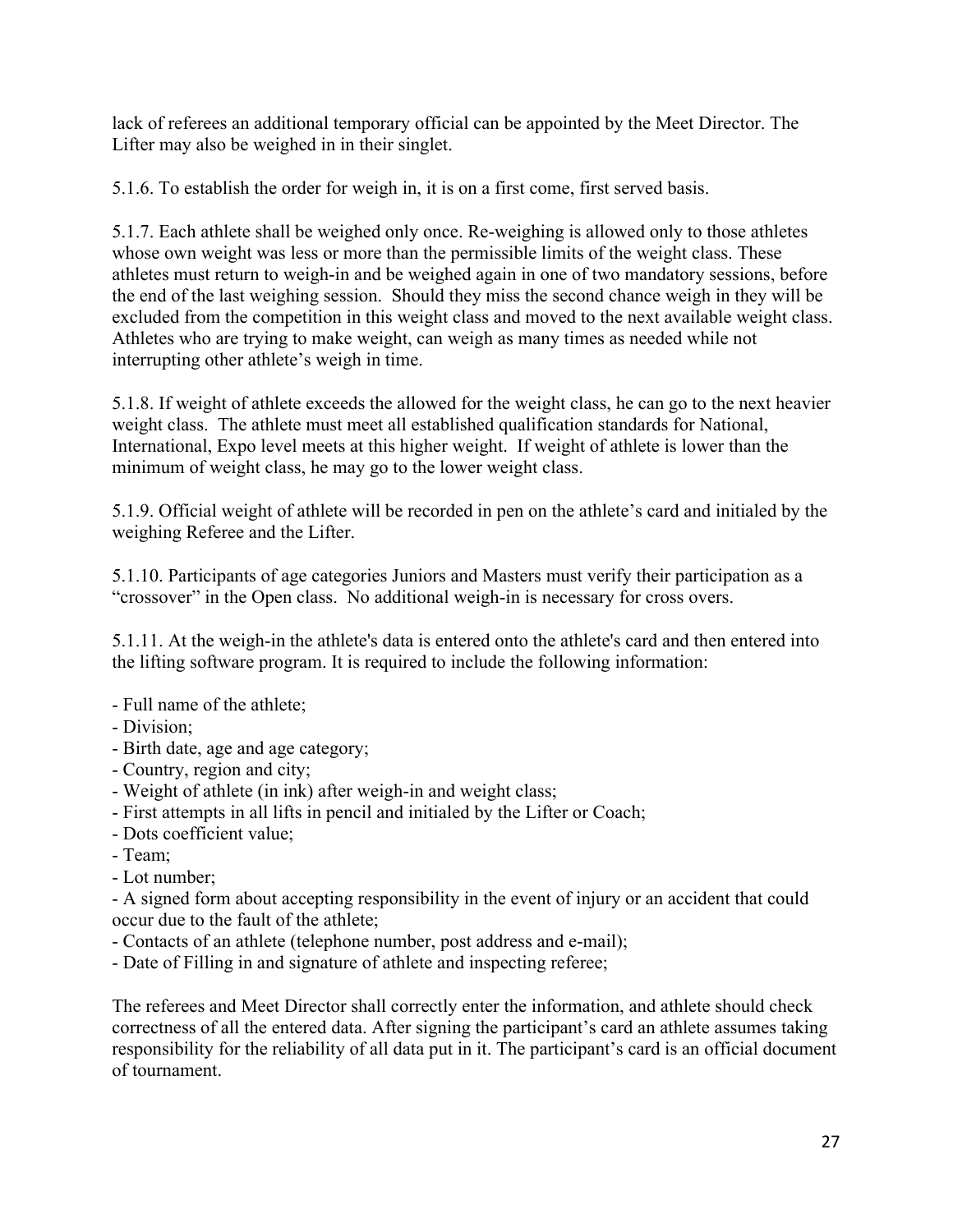lack of referees an additional temporary official can be appointed by the Meet Director. The Lifter may also be weighed in in their singlet.

5.1.6. To establish the order for weigh in, it is on a first come, first served basis.

5.1.7. Each athlete shall be weighed only once. Re-weighing is allowed only to those athletes whose own weight was less or more than the permissible limits of the weight class. These athletes must return to weigh-in and be weighed again in one of two mandatory sessions, before the end of the last weighing session. Should they miss the second chance weigh in they will be excluded from the competition in this weight class and moved to the next available weight class. Athletes who are trying to make weight, can weigh as many times as needed while not interrupting other athlete's weigh in time.

5.1.8. If weight of athlete exceeds the allowed for the weight class, he can go to the next heavier weight class. The athlete must meet all established qualification standards for National, International, Expo level meets at this higher weight. If weight of athlete is lower than the minimum of weight class, he may go to the lower weight class.

5.1.9. Official weight of athlete will be recorded in pen on the athlete's card and initialed by the weighing Referee and the Lifter.

5.1.10. Participants of age categories Juniors and Masters must verify their participation as a "crossover" in the Open class. No additional weigh-in is necessary for cross overs.

5.1.11. At the weigh-in the athlete's data is entered onto the athlete's card and then entered into the lifting software program. It is required to include the following information:

- Full name of the athlete;
- Division;
- Birth date, age and age category;
- Country, region and city;
- Weight of athlete (in ink) after weigh-in and weight class;
- First attempts in all lifts in pencil and initialed by the Lifter or Coach;
- Dots coefficient value;
- Team;
- Lot number;
- A signed form about accepting responsibility in the event of injury or an accident that could occur due to the fault of the athlete;
- Contacts of an athlete (telephone number, post address and e-mail);
- Date of Filling in and signature of athlete and inspecting referee;

The referees and Meet Director shall correctly enter the information, and athlete should check correctness of all the entered data. After signing the participant's card an athlete assumes taking responsibility for the reliability of all data put in it. The participant's card is an official document of tournament.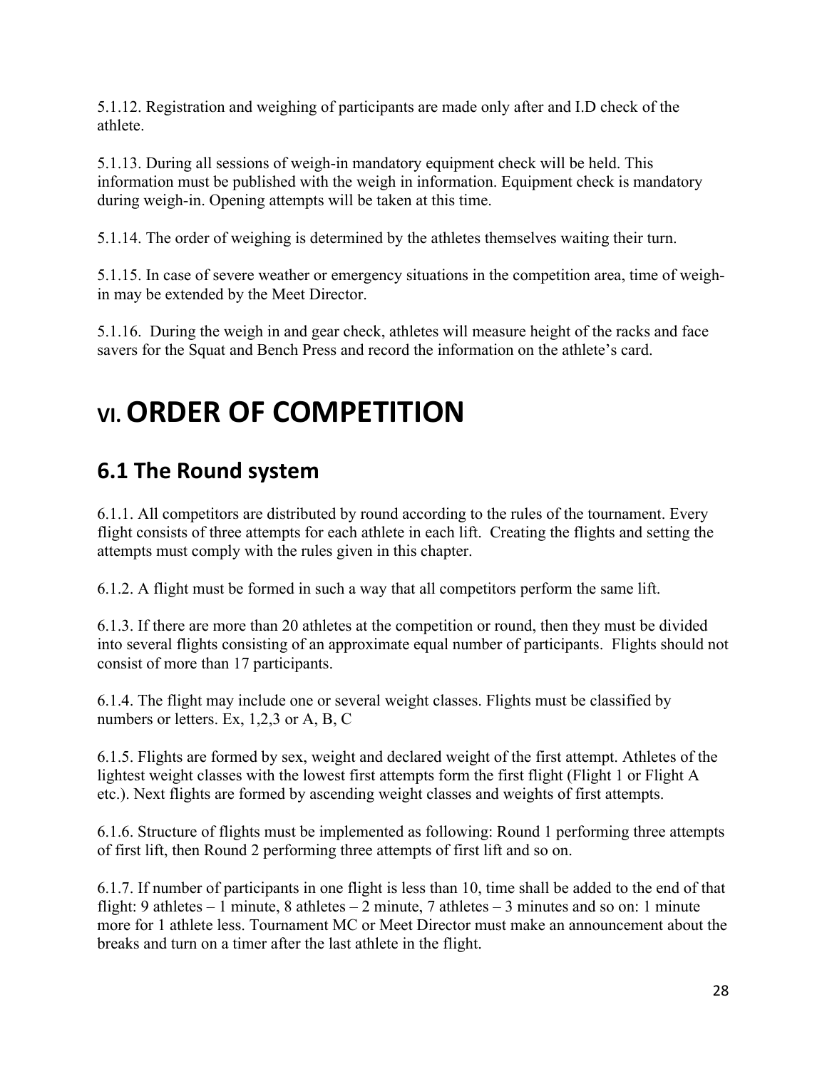5.1.12. Registration and weighing of participants are made only after and I.D check of the athlete.

5.1.13. During all sessions of weigh-in mandatory equipment check will be held. This information must be published with the weigh in information. Equipment check is mandatory during weigh-in. Opening attempts will be taken at this time.

5.1.14. The order of weighing is determined by the athletes themselves waiting their turn.

5.1.15. In case of severe weather or emergency situations in the competition area, time of weigh-in may be extended by the Meet Director.

5.1.16. During the weigh in and gear check, athletes will measure height of the racks and face savers for the Squat and Bench Press and record the information on the athlete's card.

# VI. ORDER OF COMPETITION

## 6.1 The Round system

6.1.1. All competitors are distributed by round according to the rules of the tournament. Every flight consists of three attempts for each athlete in each lift. Creating the flights and setting the attempts must comply with the rules given in this chapter.

6.1.2. A flight must be formed in such a way that all competitors perform the same lift.

6.1.3. If there are more than 20 athletes at the competition or round, then they must be divided into several flights consisting of an approximate equal number of participants. Flights should not consist of more than 17 participants.

6.1.4. The flight may include one or several weight classes. Flights must be classified by numbers or letters. Ex, 1,2,3 or A, B, C

6.1.5. Flights are formed by sex, weight and declared weight of the first attempt. Athletes of the lightest weight classes with the lowest first attempts form the first flight (Flight 1 or Flight A etc.). Next flights are formed by ascending weight classes and weights of first attempts.

6.1.6. Structure of flights must be implemented as following: Round 1 performing three attempts of first lift, then Round 2 performing three attempts of first lift and so on.

6.1.7. If number of participants in one flight is less than 10, time shall be added to the end of that flight: 9 athletes – 1 minute, 8 athletes – 2 minute, 7 athletes – 3 minutes and so on: 1 minute more for 1 athlete less. Tournament MC or Meet Director must make an announcement about the breaks and turn on a timer after the last athlete in the flight.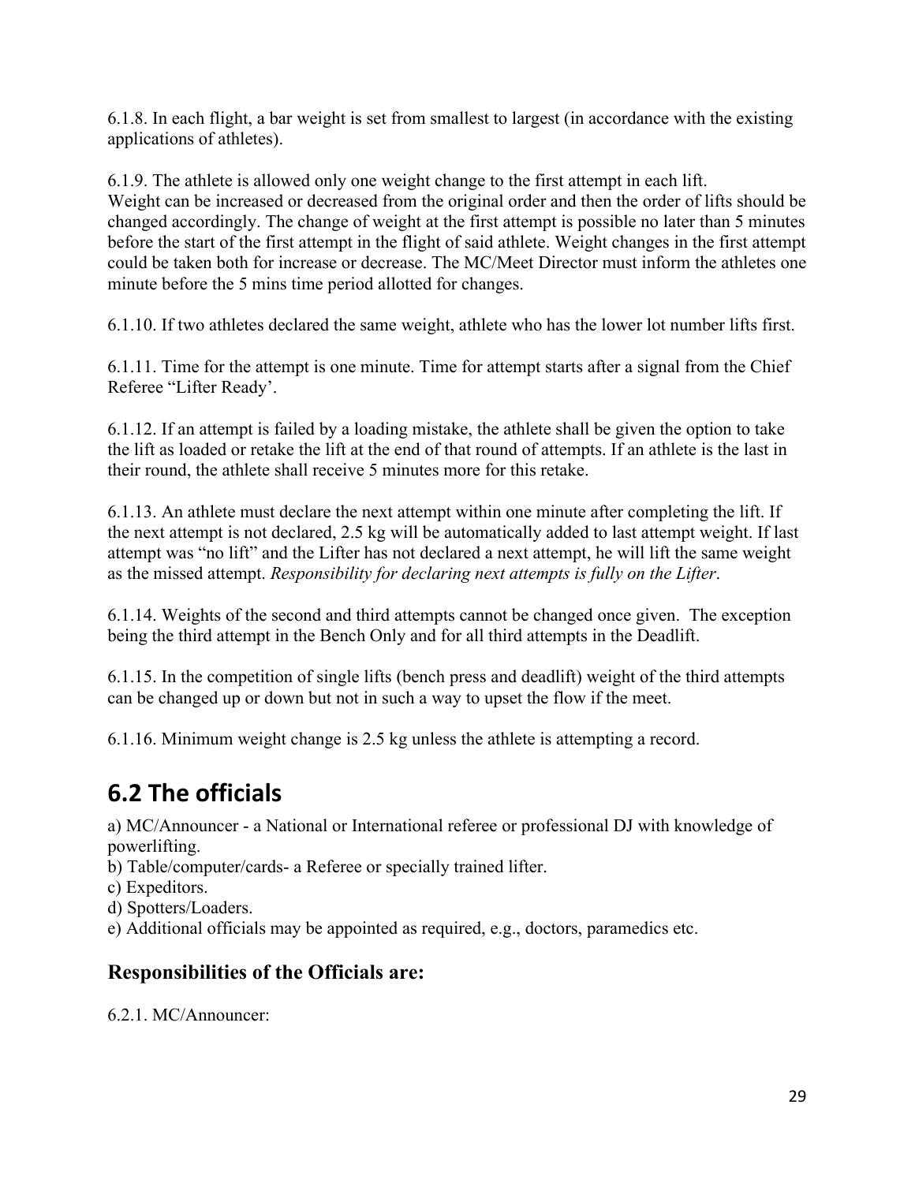6.1.8. In each flight, a bar weight is set from smallest to largest (in accordance with the existing applications of athletes).

6.1.9. The athlete is allowed only one weight change to the first attempt in each lift.
Weight can be increased or decreased from the original order and then the order of lifts should be changed accordingly. The change of weight at the first attempt is possible no later than 5 minutes before the start of the first attempt in the flight of said athlete. Weight changes in the first attempt could be taken both for increase or decrease. The MC/Meet Director must inform the athletes one minute before the 5 mins time period allotted for changes.

6.1.10. If two athletes declared the same weight, athlete who has the lower lot number lifts first.

6.1.11. Time for the attempt is one minute. Time for attempt starts after a signal from the Chief Referee "Lifter Ready'.

6.1.12. If an attempt is failed by a loading mistake, the athlete shall be given the option to take the lift as loaded or retake the lift at the end of that round of attempts. If an athlete is the last in their round, the athlete shall receive 5 minutes more for this retake.

6.1.13. An athlete must declare the next attempt within one minute after completing the lift. If the next attempt is not declared, 2.5 kg will be automatically added to last attempt weight. If last attempt was "no lift" and the Lifter has not declared a next attempt, he will lift the same weight as the missed attempt. *Responsibility for declaring next attempts is fully on the Lifter*.

6.1.14. Weights of the second and third attempts cannot be changed once given. The exception being the third attempt in the Bench Only and for all third attempts in the Deadlift.

6.1.15. In the competition of single lifts (bench press and deadlift) weight of the third attempts can be changed up or down but not in such a way to upset the flow if the meet.

6.1.16. Minimum weight change is 2.5 kg unless the athlete is attempting a record.

## 6.2 The officials

a) MC/Announcer - a National or International referee or professional DJ with knowledge of powerlifting.
b) Table/computer/cards- a Referee or specially trained lifter.
c) Expeditors.
d) Spotters/Loaders.
e) Additional officials may be appointed as required, e.g., doctors, paramedics etc.

### Responsibilities of the Officials are:

6.2.1. MC/Announcer: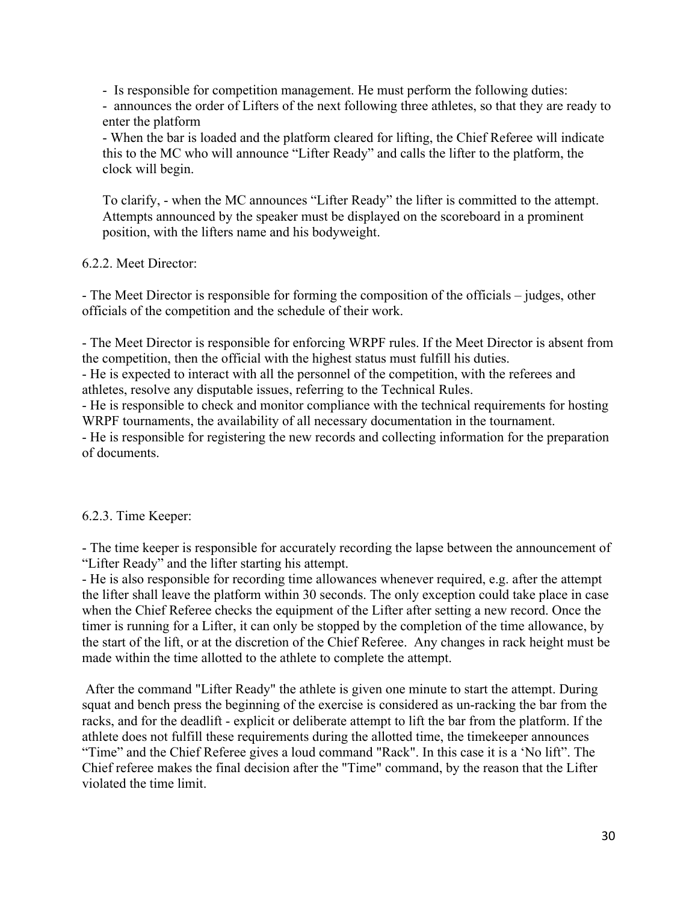- Is responsible for competition management. He must perform the following duties:
- announces the order of Lifters of the next following three athletes, so that they are ready to enter the platform
- When the bar is loaded and the platform cleared for lifting, the Chief Referee will indicate this to the MC who will announce "Lifter Ready" and calls the lifter to the platform, the clock will begin.

To clarify, - when the MC announces "Lifter Ready" the lifter is committed to the attempt. Attempts announced by the speaker must be displayed on the scoreboard in a prominent position, with the lifters name and his bodyweight.

6.2.2. Meet Director:

- The Meet Director is responsible for forming the composition of the officials – judges, other officials of the competition and the schedule of their work.

- The Meet Director is responsible for enforcing WRPF rules. If the Meet Director is absent from the competition, then the official with the highest status must fulfill his duties.
- He is expected to interact with all the personnel of the competition, with the referees and athletes, resolve any disputable issues, referring to the Technical Rules.
- He is responsible to check and monitor compliance with the technical requirements for hosting WRPF tournaments, the availability of all necessary documentation in the tournament.
- He is responsible for registering the new records and collecting information for the preparation of documents.

6.2.3. Time Keeper:

- The time keeper is responsible for accurately recording the lapse between the announcement of "Lifter Ready" and the lifter starting his attempt.
- He is also responsible for recording time allowances whenever required, e.g. after the attempt the lifter shall leave the platform within 30 seconds. The only exception could take place in case when the Chief Referee checks the equipment of the Lifter after setting a new record. Once the timer is running for a Lifter, it can only be stopped by the completion of the time allowance, by the start of the lift, or at the discretion of the Chief Referee. Any changes in rack height must be made within the time allotted to the athlete to complete the attempt.

After the command "Lifter Ready" the athlete is given one minute to start the attempt. During squat and bench press the beginning of the exercise is considered as un-racking the bar from the racks, and for the deadlift - explicit or deliberate attempt to lift the bar from the platform. If the athlete does not fulfill these requirements during the allotted time, the timekeeper announces "Time" and the Chief Referee gives a loud command "Rack". In this case it is a 'No lift". The Chief referee makes the final decision after the "Time" command, by the reason that the Lifter violated the time limit.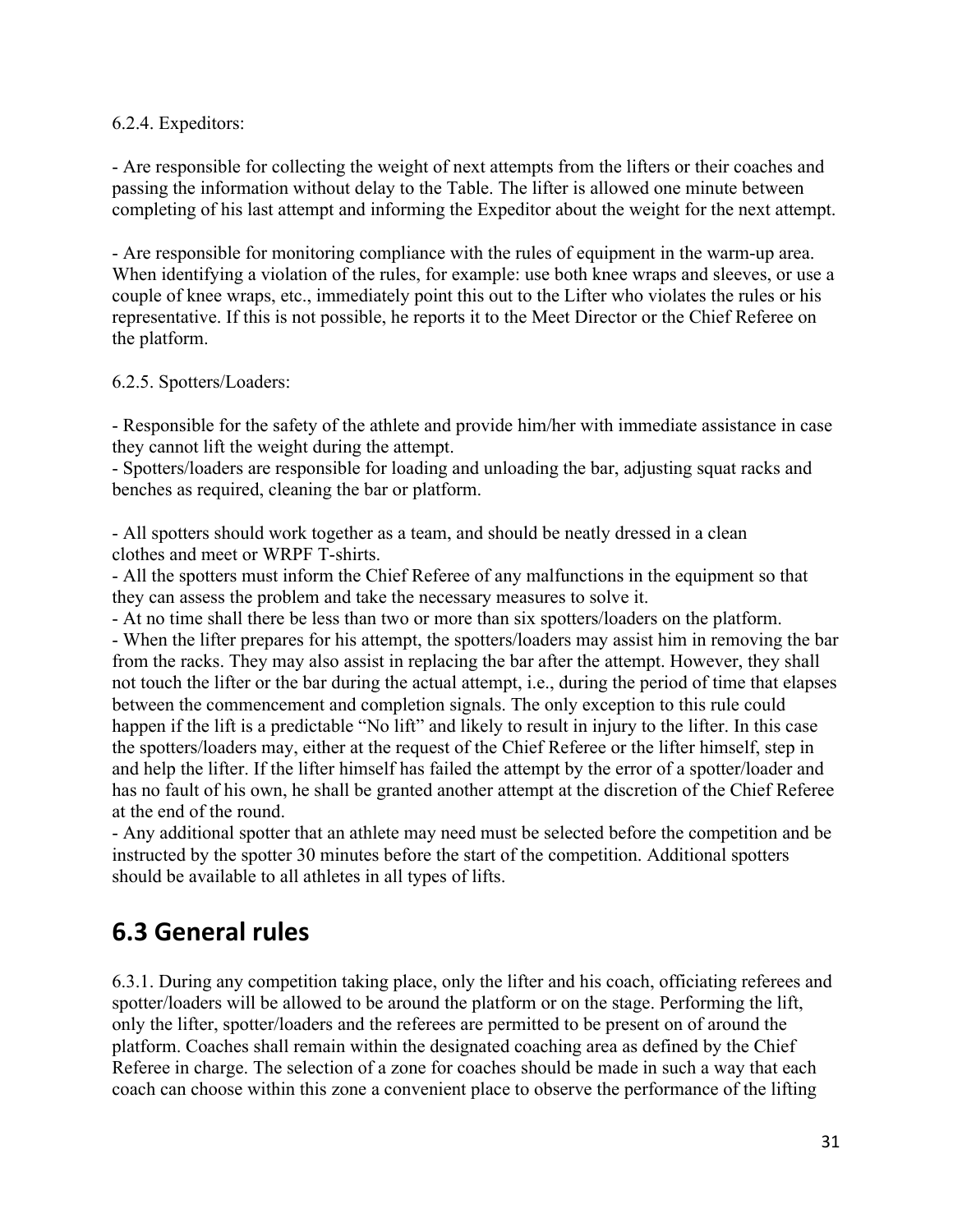6.2.4. Expeditors:

- Are responsible for collecting the weight of next attempts from the lifters or their coaches and passing the information without delay to the Table. The lifter is allowed one minute between completing of his last attempt and informing the Expeditor about the weight for the next attempt.

- Are responsible for monitoring compliance with the rules of equipment in the warm-up area. When identifying a violation of the rules, for example: use both knee wraps and sleeves, or use a couple of knee wraps, etc., immediately point this out to the Lifter who violates the rules or his representative. If this is not possible, he reports it to the Meet Director or the Chief Referee on the platform.

6.2.5. Spotters/Loaders:

- Responsible for the safety of the athlete and provide him/her with immediate assistance in case they cannot lift the weight during the attempt.
- Spotters/loaders are responsible for loading and unloading the bar, adjusting squat racks and benches as required, cleaning the bar or platform.

- All spotters should work together as a team, and should be neatly dressed in a clean clothes and meet or WRPF T-shirts.
- All the spotters must inform the Chief Referee of any malfunctions in the equipment so that they can assess the problem and take the necessary measures to solve it.
- At no time shall there be less than two or more than six spotters/loaders on the platform.
- When the lifter prepares for his attempt, the spotters/loaders may assist him in removing the bar from the racks. They may also assist in replacing the bar after the attempt. However, they shall not touch the lifter or the bar during the actual attempt, i.e., during the period of time that elapses between the commencement and completion signals. The only exception to this rule could happen if the lift is a predictable "No lift" and likely to result in injury to the lifter. In this case the spotters/loaders may, either at the request of the Chief Referee or the lifter himself, step in and help the lifter. If the lifter himself has failed the attempt by the error of a spotter/loader and has no fault of his own, he shall be granted another attempt at the discretion of the Chief Referee at the end of the round.
- Any additional spotter that an athlete may need must be selected before the competition and be instructed by the spotter 30 minutes before the start of the competition. Additional spotters should be available to all athletes in all types of lifts.

## 6.3 General rules

6.3.1. During any competition taking place, only the lifter and his coach, officiating referees and spotter/loaders will be allowed to be around the platform or on the stage. Performing the lift, only the lifter, spotter/loaders and the referees are permitted to be present on of around the platform. Coaches shall remain within the designated coaching area as defined by the Chief Referee in charge. The selection of a zone for coaches should be made in such a way that each coach can choose within this zone a convenient place to observe the performance of the lifting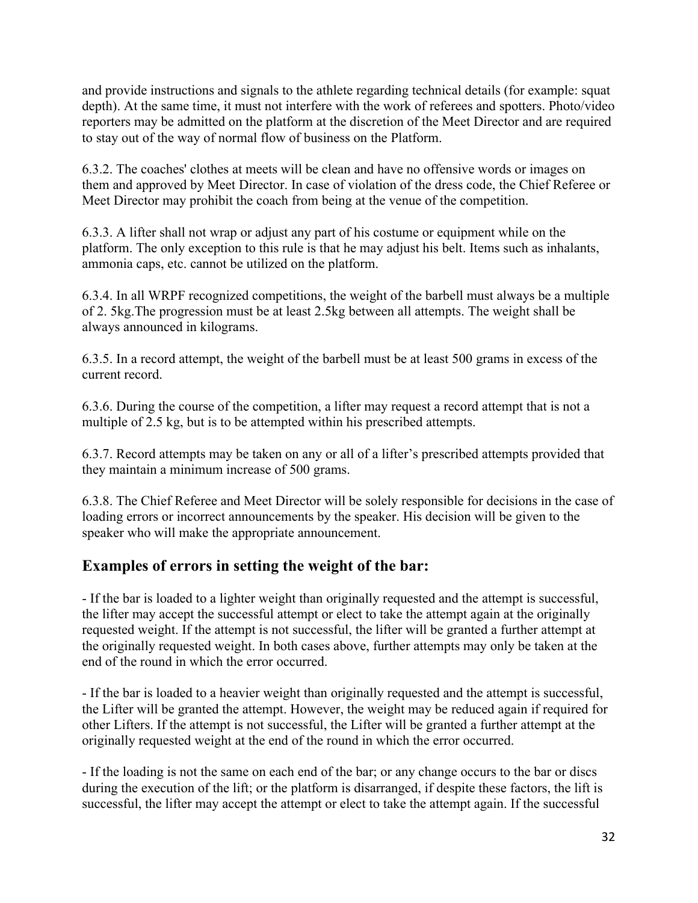and provide instructions and signals to the athlete regarding technical details (for example: squat depth). At the same time, it must not interfere with the work of referees and spotters. Photo/video reporters may be admitted on the platform at the discretion of the Meet Director and are required to stay out of the way of normal flow of business on the Platform.

6.3.2. The coaches' clothes at meets will be clean and have no offensive words or images on them and approved by Meet Director. In case of violation of the dress code, the Chief Referee or Meet Director may prohibit the coach from being at the venue of the competition.

6.3.3. A lifter shall not wrap or adjust any part of his costume or equipment while on the platform. The only exception to this rule is that he may adjust his belt. Items such as inhalants, ammonia caps, etc. cannot be utilized on the platform.

6.3.4. In all WRPF recognized competitions, the weight of the barbell must always be a multiple of 2. 5kg.The progression must be at least 2.5kg between all attempts. The weight shall be always announced in kilograms.

6.3.5. In a record attempt, the weight of the barbell must be at least 500 grams in excess of the current record.

6.3.6. During the course of the competition, a lifter may request a record attempt that is not a multiple of 2.5 kg, but is to be attempted within his prescribed attempts.

6.3.7. Record attempts may be taken on any or all of a lifter's prescribed attempts provided that they maintain a minimum increase of 500 grams.

6.3.8. The Chief Referee and Meet Director will be solely responsible for decisions in the case of loading errors or incorrect announcements by the speaker. His decision will be given to the speaker who will make the appropriate announcement.

## Examples of errors in setting the weight of the bar:

- If the bar is loaded to a lighter weight than originally requested and the attempt is successful, the lifter may accept the successful attempt or elect to take the attempt again at the originally requested weight. If the attempt is not successful, the lifter will be granted a further attempt at the originally requested weight. In both cases above, further attempts may only be taken at the end of the round in which the error occurred.

- If the bar is loaded to a heavier weight than originally requested and the attempt is successful, the Lifter will be granted the attempt. However, the weight may be reduced again if required for other Lifters. If the attempt is not successful, the Lifter will be granted a further attempt at the originally requested weight at the end of the round in which the error occurred.

- If the loading is not the same on each end of the bar; or any change occurs to the bar or discs during the execution of the lift; or the platform is disarranged, if despite these factors, the lift is successful, the lifter may accept the attempt or elect to take the attempt again. If the successful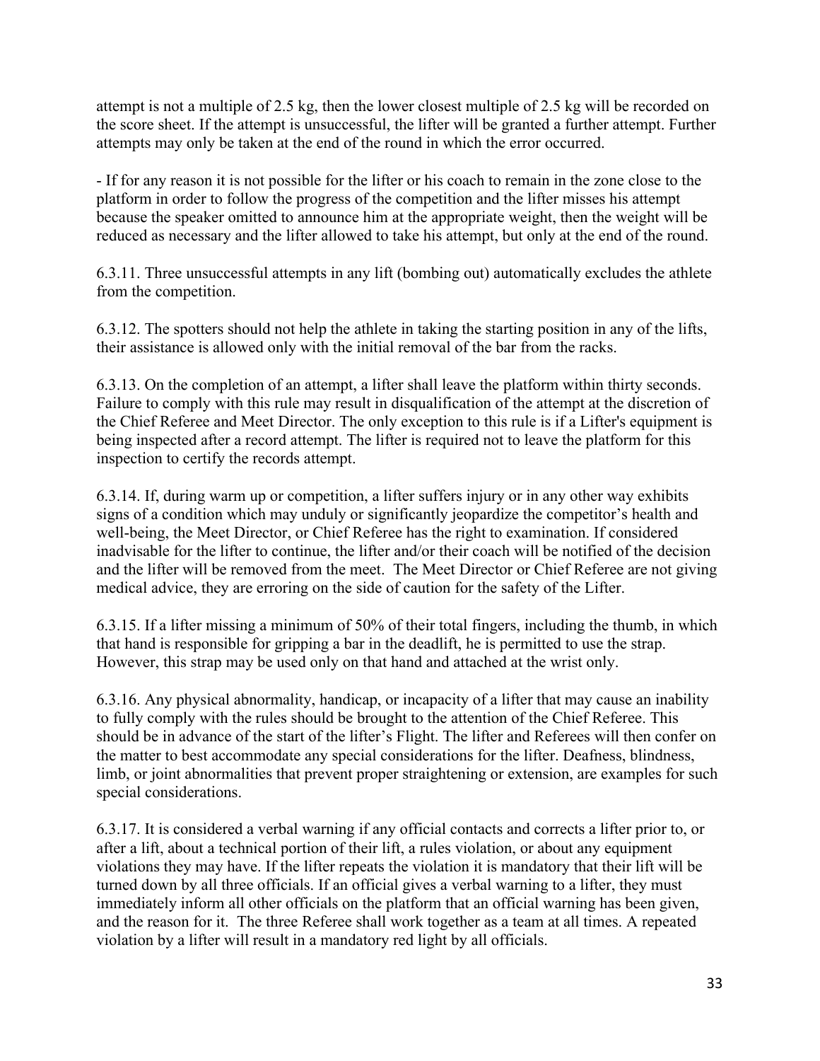attempt is not a multiple of 2.5 kg, then the lower closest multiple of 2.5 kg will be recorded on the score sheet. If the attempt is unsuccessful, the lifter will be granted a further attempt. Further attempts may only be taken at the end of the round in which the error occurred.

- If for any reason it is not possible for the lifter or his coach to remain in the zone close to the platform in order to follow the progress of the competition and the lifter misses his attempt because the speaker omitted to announce him at the appropriate weight, then the weight will be reduced as necessary and the lifter allowed to take his attempt, but only at the end of the round.

6.3.11. Three unsuccessful attempts in any lift (bombing out) automatically excludes the athlete from the competition.

6.3.12. The spotters should not help the athlete in taking the starting position in any of the lifts, their assistance is allowed only with the initial removal of the bar from the racks.

6.3.13. On the completion of an attempt, a lifter shall leave the platform within thirty seconds. Failure to comply with this rule may result in disqualification of the attempt at the discretion of the Chief Referee and Meet Director. The only exception to this rule is if a Lifter's equipment is being inspected after a record attempt. The lifter is required not to leave the platform for this inspection to certify the records attempt.

6.3.14. If, during warm up or competition, a lifter suffers injury or in any other way exhibits signs of a condition which may unduly or significantly jeopardize the competitor's health and well-being, the Meet Director, or Chief Referee has the right to examination. If considered inadvisable for the lifter to continue, the lifter and/or their coach will be notified of the decision and the lifter will be removed from the meet. The Meet Director or Chief Referee are not giving medical advice, they are erroring on the side of caution for the safety of the Lifter.

6.3.15. If a lifter missing a minimum of 50% of their total fingers, including the thumb, in which that hand is responsible for gripping a bar in the deadlift, he is permitted to use the strap. However, this strap may be used only on that hand and attached at the wrist only.

6.3.16. Any physical abnormality, handicap, or incapacity of a lifter that may cause an inability to fully comply with the rules should be brought to the attention of the Chief Referee. This should be in advance of the start of the lifter's Flight. The lifter and Referees will then confer on the matter to best accommodate any special considerations for the lifter. Deafness, blindness, limb, or joint abnormalities that prevent proper straightening or extension, are examples for such special considerations.

6.3.17. It is considered a verbal warning if any official contacts and corrects a lifter prior to, or after a lift, about a technical portion of their lift, a rules violation, or about any equipment violations they may have. If the lifter repeats the violation it is mandatory that their lift will be turned down by all three officials. If an official gives a verbal warning to a lifter, they must immediately inform all other officials on the platform that an official warning has been given, and the reason for it. The three Referee shall work together as a team at all times. A repeated violation by a lifter will result in a mandatory red light by all officials.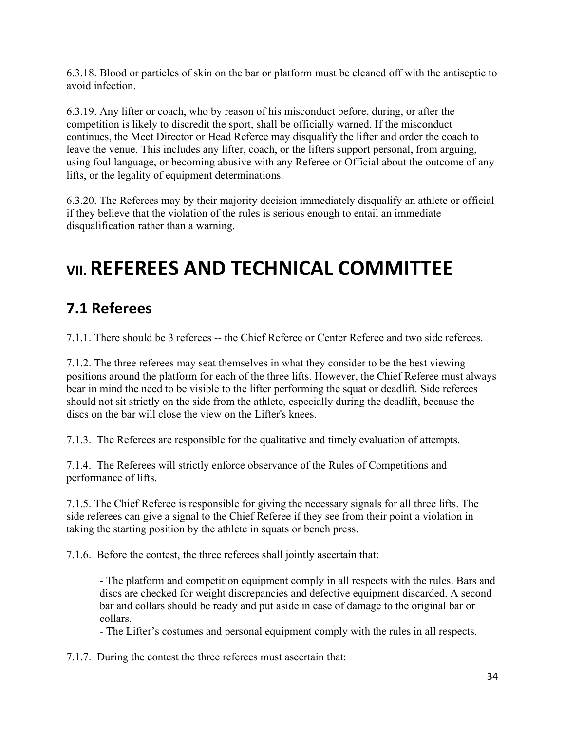6.3.18. Blood or particles of skin on the bar or platform must be cleaned off with the antiseptic to avoid infection.

6.3.19. Any lifter or coach, who by reason of his misconduct before, during, or after the competition is likely to discredit the sport, shall be officially warned. If the misconduct continues, the Meet Director or Head Referee may disqualify the lifter and order the coach to leave the venue. This includes any lifter, coach, or the lifters support personal, from arguing, using foul language, or becoming abusive with any Referee or Official about the outcome of any lifts, or the legality of equipment determinations.

6.3.20. The Referees may by their majority decision immediately disqualify an athlete or official if they believe that the violation of the rules is serious enough to entail an immediate disqualification rather than a warning.

# VII. REFEREES AND TECHNICAL COMMITTEE

## 7.1 Referees

7.1.1. There should be 3 referees -- the Chief Referee or Center Referee and two side referees.

7.1.2. The three referees may seat themselves in what they consider to be the best viewing positions around the platform for each of the three lifts. However, the Chief Referee must always bear in mind the need to be visible to the lifter performing the squat or deadlift. Side referees should not sit strictly on the side from the athlete, especially during the deadlift, because the discs on the bar will close the view on the Lifter's knees.

7.1.3. The Referees are responsible for the qualitative and timely evaluation of attempts.

7.1.4. The Referees will strictly enforce observance of the Rules of Competitions and performance of lifts.

7.1.5. The Chief Referee is responsible for giving the necessary signals for all three lifts. The side referees can give a signal to the Chief Referee if they see from their point a violation in taking the starting position by the athlete in squats or bench press.

7.1.6. Before the contest, the three referees shall jointly ascertain that:

- The platform and competition equipment comply in all respects with the rules. Bars and discs are checked for weight discrepancies and defective equipment discarded. A second bar and collars should be ready and put aside in case of damage to the original bar or collars.
- The Lifter's costumes and personal equipment comply with the rules in all respects.

7.1.7. During the contest the three referees must ascertain that: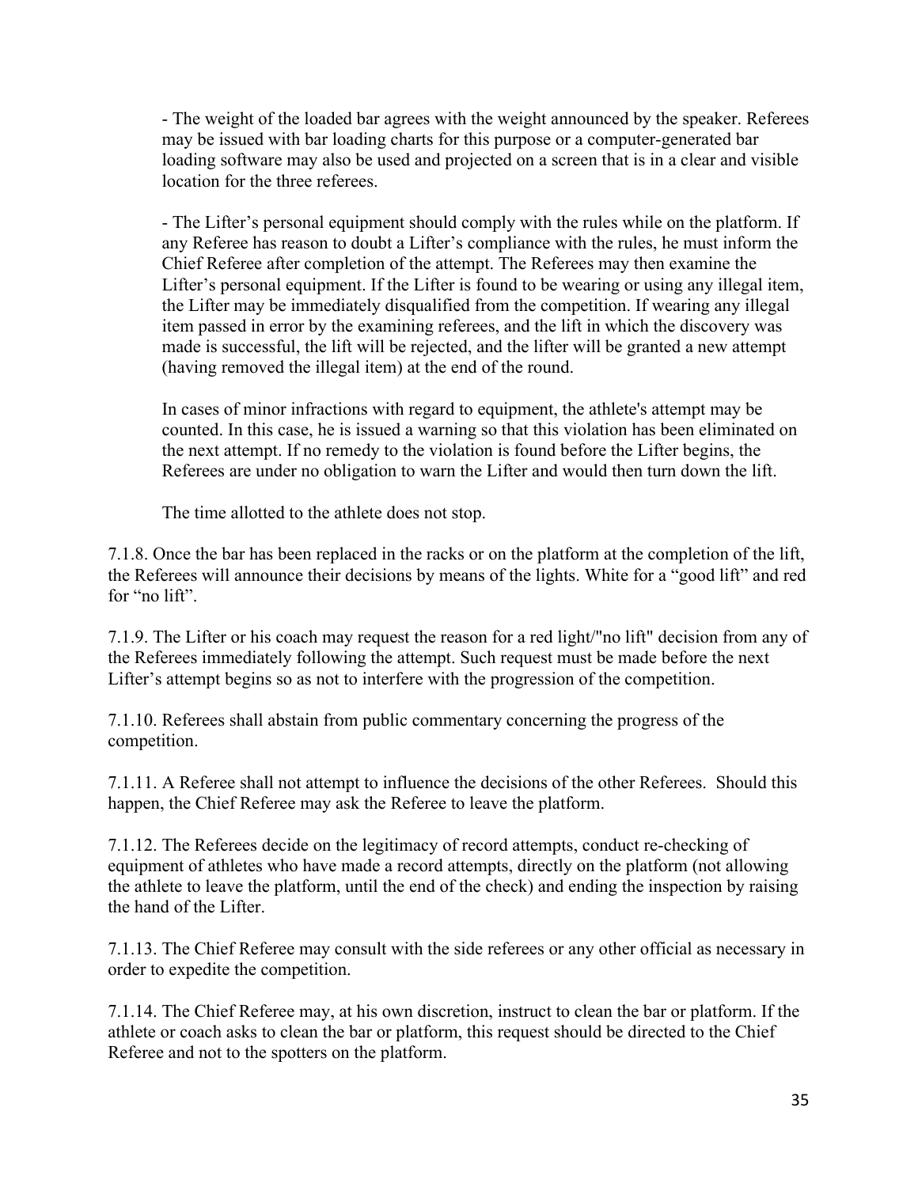- The weight of the loaded bar agrees with the weight announced by the speaker. Referees may be issued with bar loading charts for this purpose or a computer-generated bar loading software may also be used and projected on a screen that is in a clear and visible location for the three referees.

- The Lifter's personal equipment should comply with the rules while on the platform. If any Referee has reason to doubt a Lifter's compliance with the rules, he must inform the Chief Referee after completion of the attempt. The Referees may then examine the Lifter's personal equipment. If the Lifter is found to be wearing or using any illegal item, the Lifter may be immediately disqualified from the competition. If wearing any illegal item passed in error by the examining referees, and the lift in which the discovery was made is successful, the lift will be rejected, and the lifter will be granted a new attempt (having removed the illegal item) at the end of the round.

In cases of minor infractions with regard to equipment, the athlete's attempt may be counted. In this case, he is issued a warning so that this violation has been eliminated on the next attempt. If no remedy to the violation is found before the Lifter begins, the Referees are under no obligation to warn the Lifter and would then turn down the lift.

The time allotted to the athlete does not stop.

7.1.8. Once the bar has been replaced in the racks or on the platform at the completion of the lift, the Referees will announce their decisions by means of the lights. White for a "good lift" and red for "no lift".

7.1.9. The Lifter or his coach may request the reason for a red light/"no lift" decision from any of the Referees immediately following the attempt. Such request must be made before the next Lifter's attempt begins so as not to interfere with the progression of the competition.

7.1.10. Referees shall abstain from public commentary concerning the progress of the competition.

7.1.11. A Referee shall not attempt to influence the decisions of the other Referees. Should this happen, the Chief Referee may ask the Referee to leave the platform.

7.1.12. The Referees decide on the legitimacy of record attempts, conduct re-checking of equipment of athletes who have made a record attempts, directly on the platform (not allowing the athlete to leave the platform, until the end of the check) and ending the inspection by raising the hand of the Lifter.

7.1.13. The Chief Referee may consult with the side referees or any other official as necessary in order to expedite the competition.

7.1.14. The Chief Referee may, at his own discretion, instruct to clean the bar or platform. If the athlete or coach asks to clean the bar or platform, this request should be directed to the Chief Referee and not to the spotters on the platform.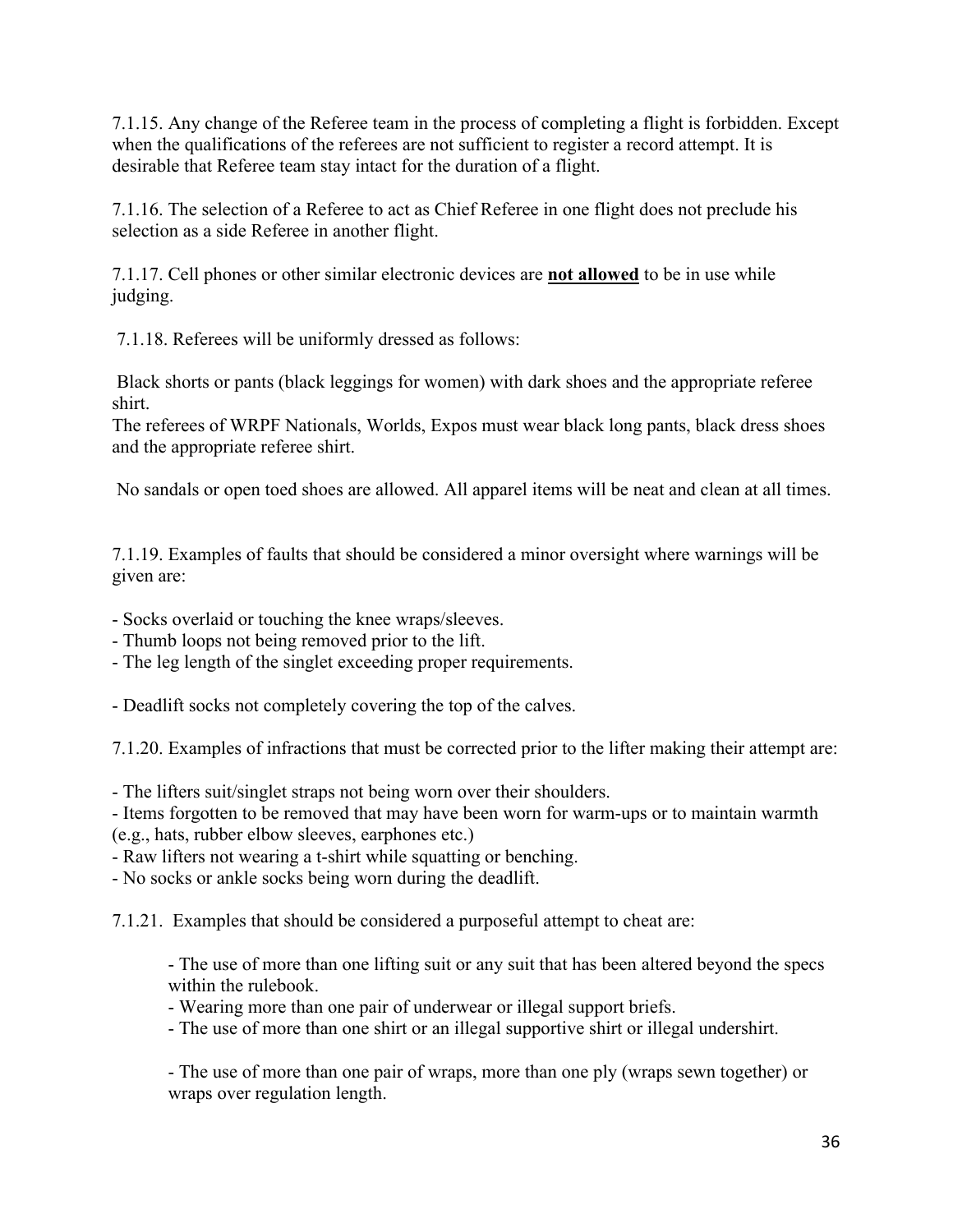7.1.15. Any change of the Referee team in the process of completing a flight is forbidden. Except when the qualifications of the referees are not sufficient to register a record attempt. It is desirable that Referee team stay intact for the duration of a flight.

7.1.16. The selection of a Referee to act as Chief Referee in one flight does not preclude his selection as a side Referee in another flight.

7.1.17. Cell phones or other similar electronic devices are **not allowed** to be in use while judging.

7.1.18. Referees will be uniformly dressed as follows:

Black shorts or pants (black leggings for women) with dark shoes and the appropriate referee shirt.
The referees of WRPF Nationals, Worlds, Expos must wear black long pants, black dress shoes and the appropriate referee shirt.

No sandals or open toed shoes are allowed. All apparel items will be neat and clean at all times.

7.1.19. Examples of faults that should be considered a minor oversight where warnings will be given are:

- Socks overlaid or touching the knee wraps/sleeves.
- Thumb loops not being removed prior to the lift.
- The leg length of the singlet exceeding proper requirements.

- Deadlift socks not completely covering the top of the calves.

7.1.20. Examples of infractions that must be corrected prior to the lifter making their attempt are:

- The lifters suit/singlet straps not being worn over their shoulders.
- Items forgotten to be removed that may have been worn for warm-ups or to maintain warmth (e.g., hats, rubber elbow sleeves, earphones etc.)
- Raw lifters not wearing a t-shirt while squatting or benching.
- No socks or ankle socks being worn during the deadlift.

7.1.21. Examples that should be considered a purposeful attempt to cheat are:

- The use of more than one lifting suit or any suit that has been altered beyond the specs within the rulebook.
- Wearing more than one pair of underwear or illegal support briefs.
- The use of more than one shirt or an illegal supportive shirt or illegal undershirt.

- The use of more than one pair of wraps, more than one ply (wraps sewn together) or wraps over regulation length.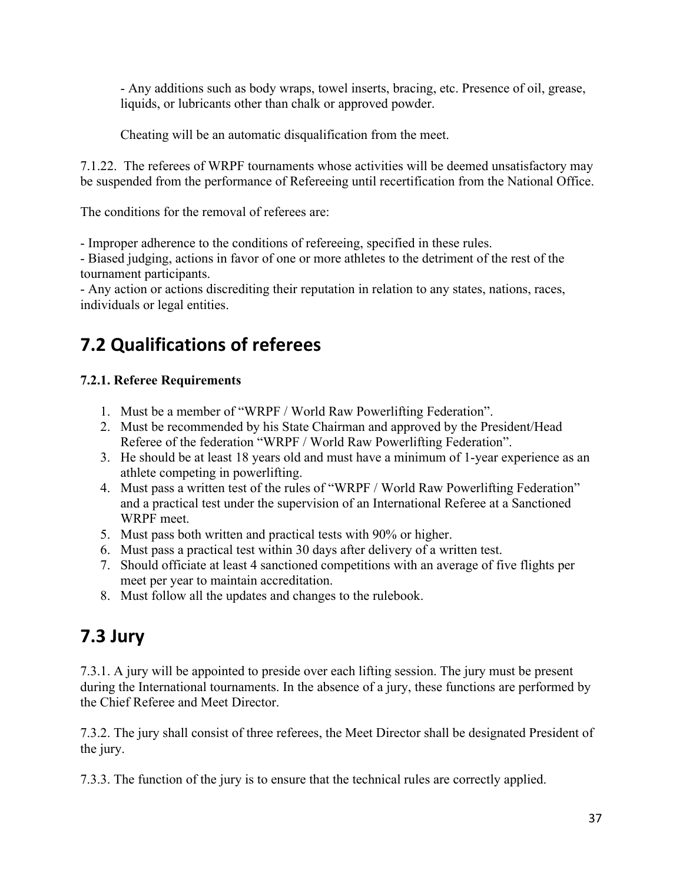- Any additions such as body wraps, towel inserts, bracing, etc. Presence of oil, grease, liquids, or lubricants other than chalk or approved powder.

Cheating will be an automatic disqualification from the meet.

7.1.22. The referees of WRPF tournaments whose activities will be deemed unsatisfactory may be suspended from the performance of Refereeing until recertification from the National Office.

The conditions for the removal of referees are:

- Improper adherence to the conditions of refereeing, specified in these rules.
- Biased judging, actions in favor of one or more athletes to the detriment of the rest of the tournament participants.
- Any action or actions discrediting their reputation in relation to any states, nations, races, individuals or legal entities.

## 7.2 Qualifications of referees

**7.2.1. Referee Requirements**

1. Must be a member of "WRPF / World Raw Powerlifting Federation".
2. Must be recommended by his State Chairman and approved by the President/Head Referee of the federation "WRPF / World Raw Powerlifting Federation".
3. He should be at least 18 years old and must have a minimum of 1-year experience as an athlete competing in powerlifting.
4. Must pass a written test of the rules of "WRPF / World Raw Powerlifting Federation" and a practical test under the supervision of an International Referee at a Sanctioned WRPF meet.
5. Must pass both written and practical tests with 90% or higher.
6. Must pass a practical test within 30 days after delivery of a written test.
7. Should officiate at least 4 sanctioned competitions with an average of five flights per meet per year to maintain accreditation.
8. Must follow all the updates and changes to the rulebook.

## 7.3 Jury

7.3.1. A jury will be appointed to preside over each lifting session. The jury must be present during the International tournaments. In the absence of a jury, these functions are performed by the Chief Referee and Meet Director.

7.3.2. The jury shall consist of three referees, the Meet Director shall be designated President of the jury.

7.3.3. The function of the jury is to ensure that the technical rules are correctly applied.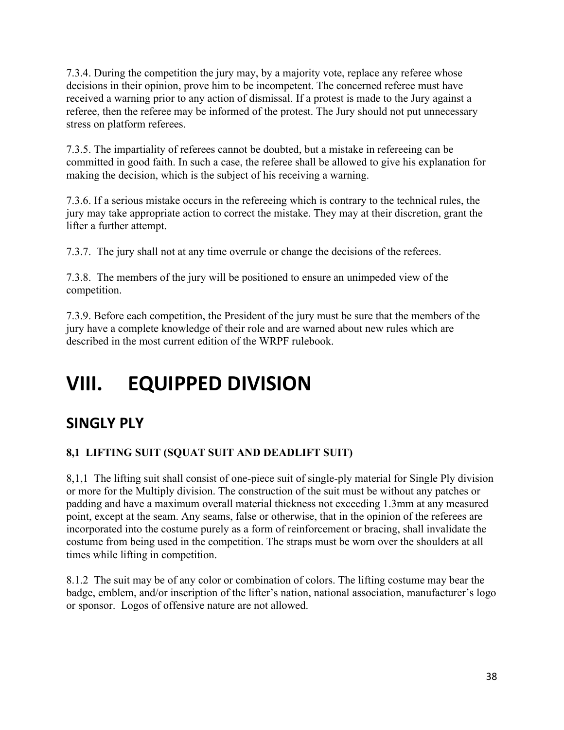7.3.4. During the competition the jury may, by a majority vote, replace any referee whose decisions in their opinion, prove him to be incompetent. The concerned referee must have received a warning prior to any action of dismissal. If a protest is made to the Jury against a referee, then the referee may be informed of the protest. The Jury should not put unnecessary stress on platform referees.

7.3.5. The impartiality of referees cannot be doubted, but a mistake in refereeing can be committed in good faith. In such a case, the referee shall be allowed to give his explanation for making the decision, which is the subject of his receiving a warning.

7.3.6. If a serious mistake occurs in the refereeing which is contrary to the technical rules, the jury may take appropriate action to correct the mistake. They may at their discretion, grant the lifter a further attempt.

7.3.7. The jury shall not at any time overrule or change the decisions of the referees.

7.3.8. The members of the jury will be positioned to ensure an unimpeded view of the competition.

7.3.9. Before each competition, the President of the jury must be sure that the members of the jury have a complete knowledge of their role and are warned about new rules which are described in the most current edition of the WRPF rulebook.

# VIII. EQUIPPED DIVISION

## SINGLY PLY

### 8,1 LIFTING SUIT (SQUAT SUIT AND DEADLIFT SUIT)

8,1,1 The lifting suit shall consist of one-piece suit of single-ply material for Single Ply division or more for the Multiply division. The construction of the suit must be without any patches or padding and have a maximum overall material thickness not exceeding 1.3mm at any measured point, except at the seam. Any seams, false or otherwise, that in the opinion of the referees are incorporated into the costume purely as a form of reinforcement or bracing, shall invalidate the costume from being used in the competition. The straps must be worn over the shoulders at all times while lifting in competition.

8.1.2 The suit may be of any color or combination of colors. The lifting costume may bear the badge, emblem, and/or inscription of the lifter's nation, national association, manufacturer's logo or sponsor. Logos of offensive nature are not allowed.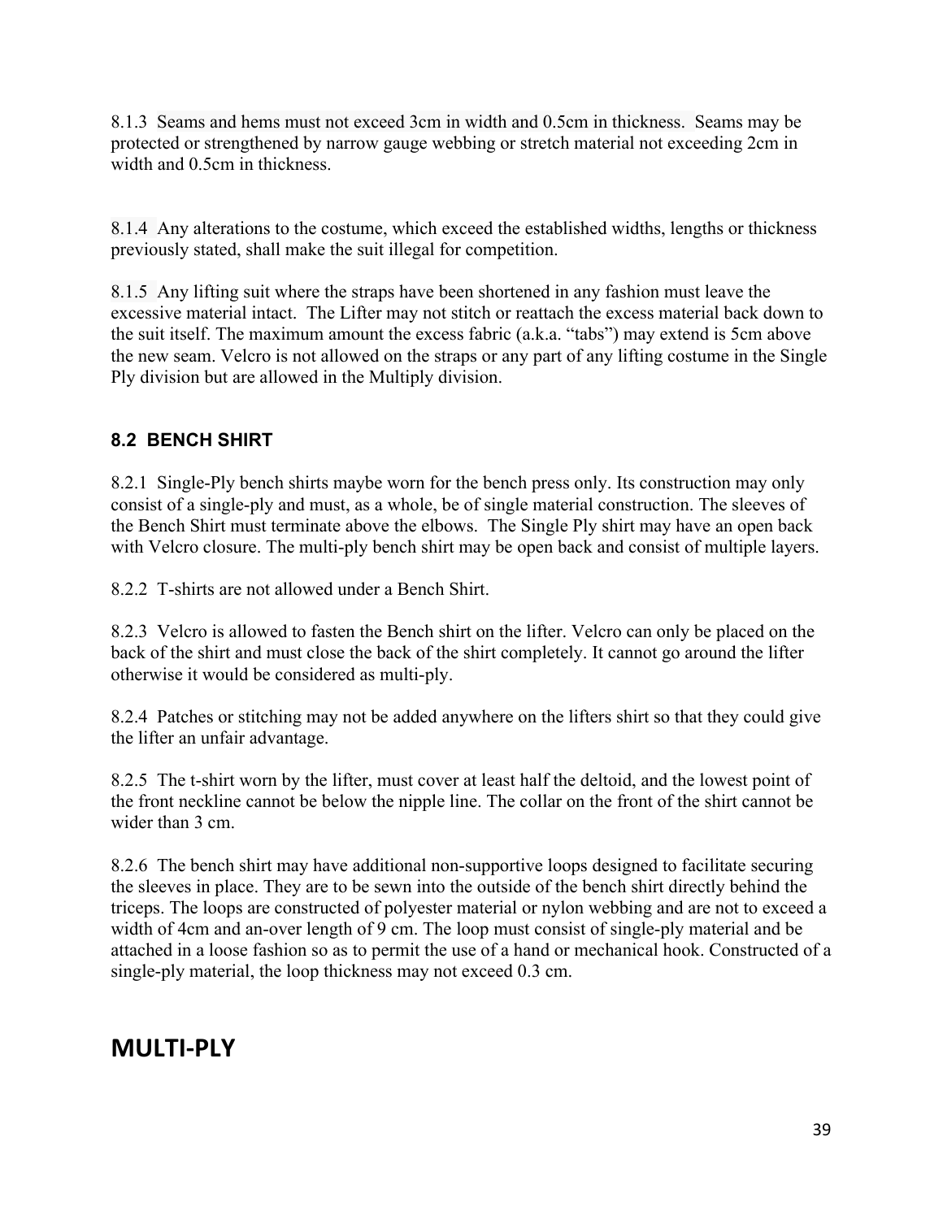8.1.3 Seams and hems must not exceed 3cm in width and 0.5cm in thickness. Seams may be protected or strengthened by narrow gauge webbing or stretch material not exceeding 2cm in width and 0.5cm in thickness.

8.1.4 Any alterations to the costume, which exceed the established widths, lengths or thickness previously stated, shall make the suit illegal for competition.

8.1.5 Any lifting suit where the straps have been shortened in any fashion must leave the excessive material intact. The Lifter may not stitch or reattach the excess material back down to the suit itself. The maximum amount the excess fabric (a.k.a. "tabs") may extend is 5cm above the new seam. Velcro is not allowed on the straps or any part of any lifting costume in the Single Ply division but are allowed in the Multiply division.

### 8.2 BENCH SHIRT

8.2.1 Single-Ply bench shirts maybe worn for the bench press only. Its construction may only consist of a single-ply and must, as a whole, be of single material construction. The sleeves of the Bench Shirt must terminate above the elbows. The Single Ply shirt may have an open back with Velcro closure. The multi-ply bench shirt may be open back and consist of multiple layers.

8.2.2 T-shirts are not allowed under a Bench Shirt.

8.2.3 Velcro is allowed to fasten the Bench shirt on the lifter. Velcro can only be placed on the back of the shirt and must close the back of the shirt completely. It cannot go around the lifter otherwise it would be considered as multi-ply.

8.2.4 Patches or stitching may not be added anywhere on the lifters shirt so that they could give the lifter an unfair advantage.

8.2.5 The t-shirt worn by the lifter, must cover at least half the deltoid, and the lowest point of the front neckline cannot be below the nipple line. The collar on the front of the shirt cannot be wider than 3 cm.

8.2.6 The bench shirt may have additional non-supportive loops designed to facilitate securing the sleeves in place. They are to be sewn into the outside of the bench shirt directly behind the triceps. The loops are constructed of polyester material or nylon webbing and are not to exceed a width of 4cm and an-over length of 9 cm. The loop must consist of single-ply material and be attached in a loose fashion so as to permit the use of a hand or mechanical hook. Constructed of a single-ply material, the loop thickness may not exceed 0.3 cm.

## MULTI-PLY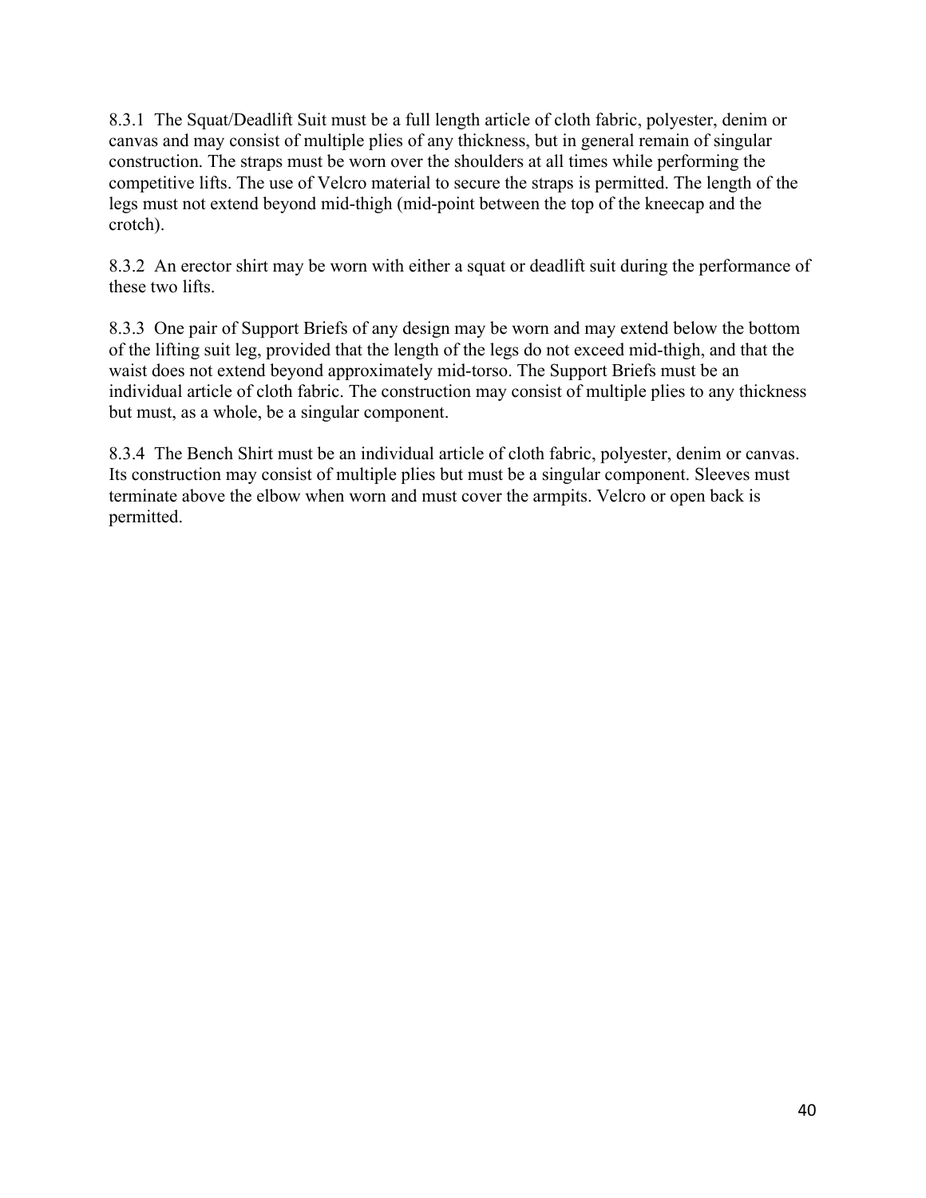8.3.1 The Squat/Deadlift Suit must be a full length article of cloth fabric, polyester, denim or canvas and may consist of multiple plies of any thickness, but in general remain of singular construction. The straps must be worn over the shoulders at all times while performing the competitive lifts. The use of Velcro material to secure the straps is permitted. The length of the legs must not extend beyond mid-thigh (mid-point between the top of the kneecap and the crotch).

8.3.2 An erector shirt may be worn with either a squat or deadlift suit during the performance of these two lifts.

8.3.3 One pair of Support Briefs of any design may be worn and may extend below the bottom of the lifting suit leg, provided that the length of the legs do not exceed mid-thigh, and that the waist does not extend beyond approximately mid-torso. The Support Briefs must be an individual article of cloth fabric. The construction may consist of multiple plies to any thickness but must, as a whole, be a singular component.

8.3.4 The Bench Shirt must be an individual article of cloth fabric, polyester, denim or canvas. Its construction may consist of multiple plies but must be a singular component. Sleeves must terminate above the elbow when worn and must cover the armpits. Velcro or open back is permitted.